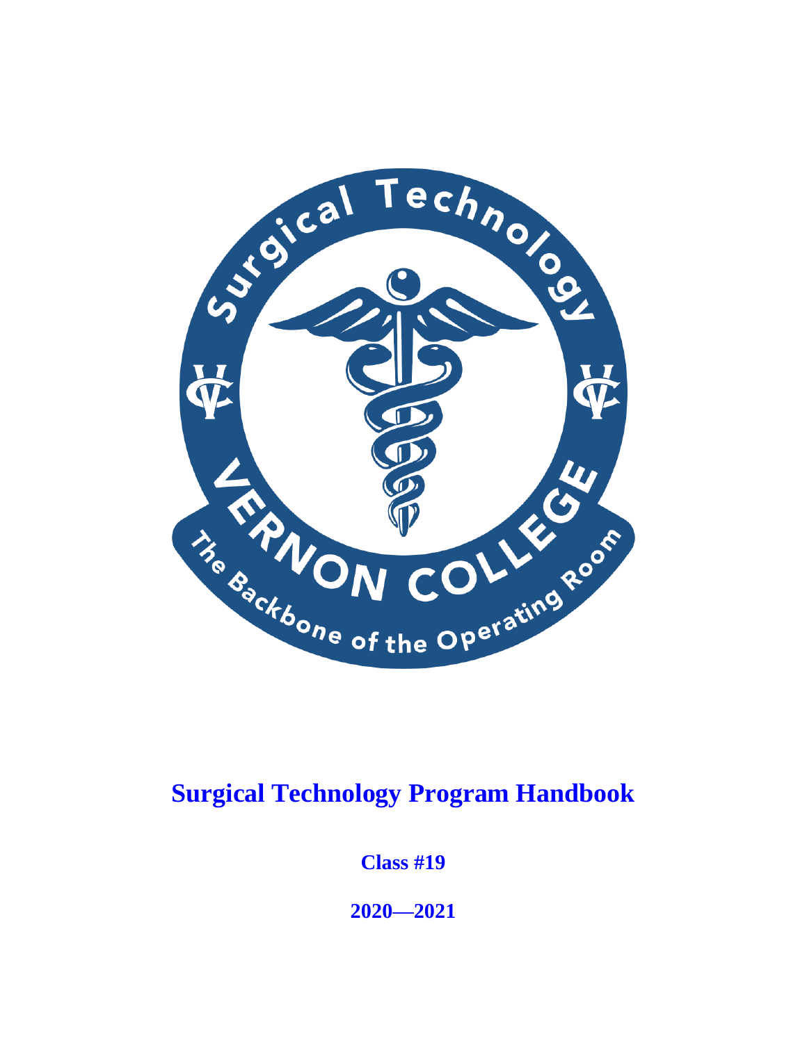# Surgical Technology Program Handbook

**Class #19**

**2020—2021**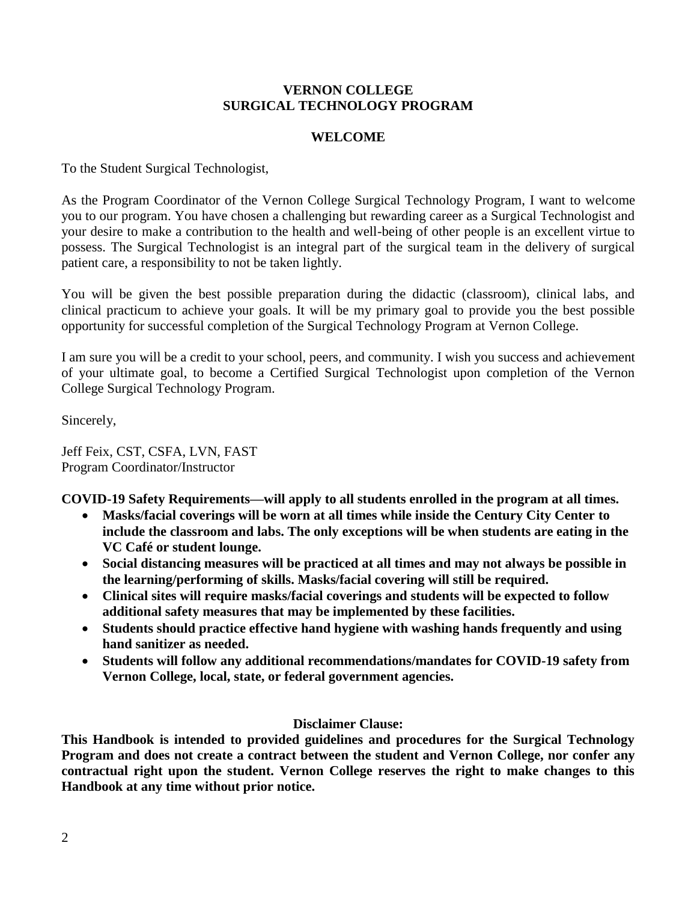# VERNON COLLEGE
# SURGICAL TECHNOLOGY PROGRAM

## WELCOME

To the Student Surgical Technologist,

As the Program Coordinator of the Vernon College Surgical Technology Program, I want to welcome you to our program. You have chosen a challenging but rewarding career as a Surgical Technologist and your desire to make a contribution to the health and well-being of other people is an excellent virtue to possess. The Surgical Technologist is an integral part of the surgical team in the delivery of surgical patient care, a responsibility to not be taken lightly.

You will be given the best possible preparation during the didactic (classroom), clinical labs, and clinical practicum to achieve your goals. It will be my primary goal to provide you the best possible opportunity for successful completion of the Surgical Technology Program at Vernon College.

I am sure you will be a credit to your school, peers, and community. I wish you success and achievement of your ultimate goal, to become a Certified Surgical Technologist upon completion of the Vernon College Surgical Technology Program.

Sincerely,

Jeff Feix, CST, CSFA, LVN, FAST
Program Coordinator/Instructor

**COVID-19 Safety Requirements—will apply to all students enrolled in the program at all times.**

- **Masks/facial coverings will be worn at all times while inside the Century City Center to include the classroom and labs. The only exceptions will be when students are eating in the VC Café or student lounge.**
- **Social distancing measures will be practiced at all times and may not always be possible in the learning/performing of skills. Masks/facial covering will still be required.**
- **Clinical sites will require masks/facial coverings and students will be expected to follow additional safety measures that may be implemented by these facilities.**
- **Students should practice effective hand hygiene with washing hands frequently and using hand sanitizer as needed.**
- **Students will follow any additional recommendations/mandates for COVID-19 safety from Vernon College, local, state, or federal government agencies.**

**Disclaimer Clause:**

**This Handbook is intended to provided guidelines and procedures for the Surgical Technology Program and does not create a contract between the student and Vernon College, nor confer any contractual right upon the student. Vernon College reserves the right to make changes to this Handbook at any time without prior notice.**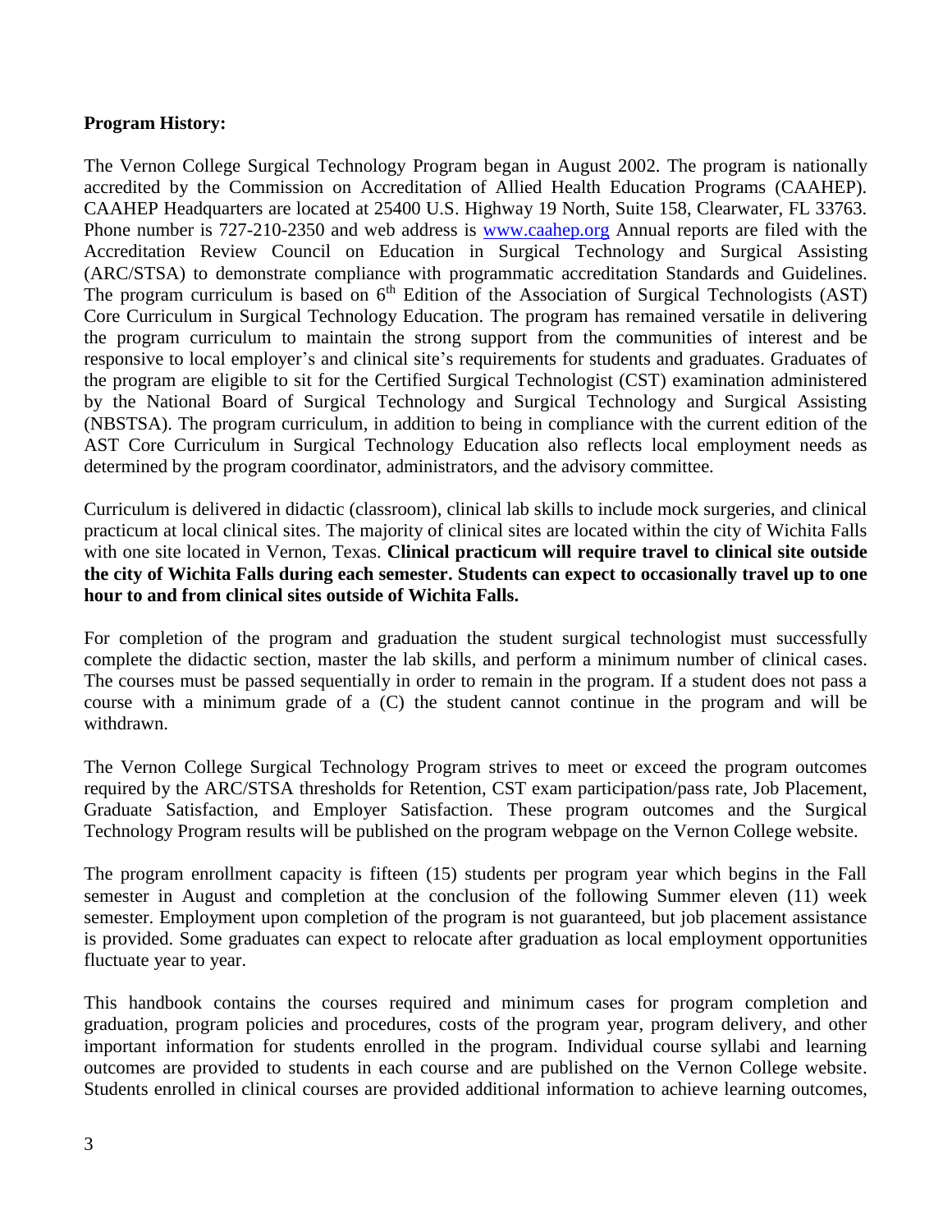**Program History:**

The Vernon College Surgical Technology Program began in August 2002. The program is nationally accredited by the Commission on Accreditation of Allied Health Education Programs (CAAHEP). CAAHEP Headquarters are located at 25400 U.S. Highway 19 North, Suite 158, Clearwater, FL 33763. Phone number is 727-210-2350 and web address is [www.caahep.org](http://www.caahep.org) Annual reports are filed with the Accreditation Review Council on Education in Surgical Technology and Surgical Assisting (ARC/STSA) to demonstrate compliance with programmatic accreditation Standards and Guidelines. The program curriculum is based on 6th Edition of the Association of Surgical Technologists (AST) Core Curriculum in Surgical Technology Education. The program has remained versatile in delivering the program curriculum to maintain the strong support from the communities of interest and be responsive to local employer's and clinical site's requirements for students and graduates. Graduates of the program are eligible to sit for the Certified Surgical Technologist (CST) examination administered by the National Board of Surgical Technology and Surgical Technology and Surgical Assisting (NBSTSA). The program curriculum, in addition to being in compliance with the current edition of the AST Core Curriculum in Surgical Technology Education also reflects local employment needs as determined by the program coordinator, administrators, and the advisory committee.

Curriculum is delivered in didactic (classroom), clinical lab skills to include mock surgeries, and clinical practicum at local clinical sites. The majority of clinical sites are located within the city of Wichita Falls with one site located in Vernon, Texas. **Clinical practicum will require travel to clinical site outside the city of Wichita Falls during each semester. Students can expect to occasionally travel up to one hour to and from clinical sites outside of Wichita Falls.**

For completion of the program and graduation the student surgical technologist must successfully complete the didactic section, master the lab skills, and perform a minimum number of clinical cases. The courses must be passed sequentially in order to remain in the program. If a student does not pass a course with a minimum grade of a (C) the student cannot continue in the program and will be withdrawn.

The Vernon College Surgical Technology Program strives to meet or exceed the program outcomes required by the ARC/STSA thresholds for Retention, CST exam participation/pass rate, Job Placement, Graduate Satisfaction, and Employer Satisfaction. These program outcomes and the Surgical Technology Program results will be published on the program webpage on the Vernon College website.

The program enrollment capacity is fifteen (15) students per program year which begins in the Fall semester in August and completion at the conclusion of the following Summer eleven (11) week semester. Employment upon completion of the program is not guaranteed, but job placement assistance is provided. Some graduates can expect to relocate after graduation as local employment opportunities fluctuate year to year.

This handbook contains the courses required and minimum cases for program completion and graduation, program policies and procedures, costs of the program year, program delivery, and other important information for students enrolled in the program. Individual course syllabi and learning outcomes are provided to students in each course and are published on the Vernon College website. Students enrolled in clinical courses are provided additional information to achieve learning outcomes,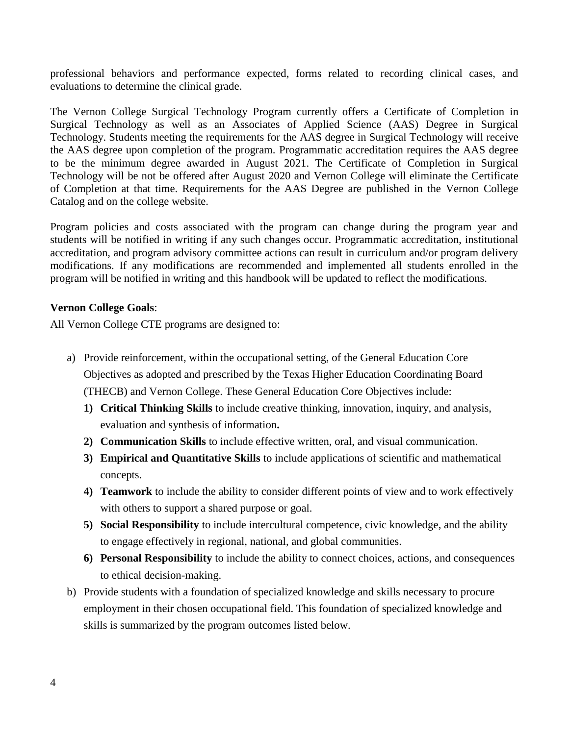professional behaviors and performance expected, forms related to recording clinical cases, and evaluations to determine the clinical grade.

The Vernon College Surgical Technology Program currently offers a Certificate of Completion in Surgical Technology as well as an Associates of Applied Science (AAS) Degree in Surgical Technology. Students meeting the requirements for the AAS degree in Surgical Technology will receive the AAS degree upon completion of the program. Programmatic accreditation requires the AAS degree to be the minimum degree awarded in August 2021. The Certificate of Completion in Surgical Technology will be not be offered after August 2020 and Vernon College will eliminate the Certificate of Completion at that time. Requirements for the AAS Degree are published in the Vernon College Catalog and on the college website.

Program policies and costs associated with the program can change during the program year and students will be notified in writing if any such changes occur. Programmatic accreditation, institutional accreditation, and program advisory committee actions can result in curriculum and/or program delivery modifications. If any modifications are recommended and implemented all students enrolled in the program will be notified in writing and this handbook will be updated to reflect the modifications.

**Vernon College Goals**:

All Vernon College CTE programs are designed to:

a) Provide reinforcement, within the occupational setting, of the General Education Core Objectives as adopted and prescribed by the Texas Higher Education Coordinating Board (THECB) and Vernon College. These General Education Core Objectives include:
   1) **Critical Thinking Skills** to include creative thinking, innovation, inquiry, and analysis, evaluation and synthesis of information**.**
   2) **Communication Skills** to include effective written, oral, and visual communication.
   3) **Empirical and Quantitative Skills** to include applications of scientific and mathematical concepts.
   4) **Teamwork** to include the ability to consider different points of view and to work effectively with others to support a shared purpose or goal.
   5) **Social Responsibility** to include intercultural competence, civic knowledge, and the ability to engage effectively in regional, national, and global communities.
   6) **Personal Responsibility** to include the ability to connect choices, actions, and consequences to ethical decision-making.
b) Provide students with a foundation of specialized knowledge and skills necessary to procure employment in their chosen occupational field. This foundation of specialized knowledge and skills is summarized by the program outcomes listed below.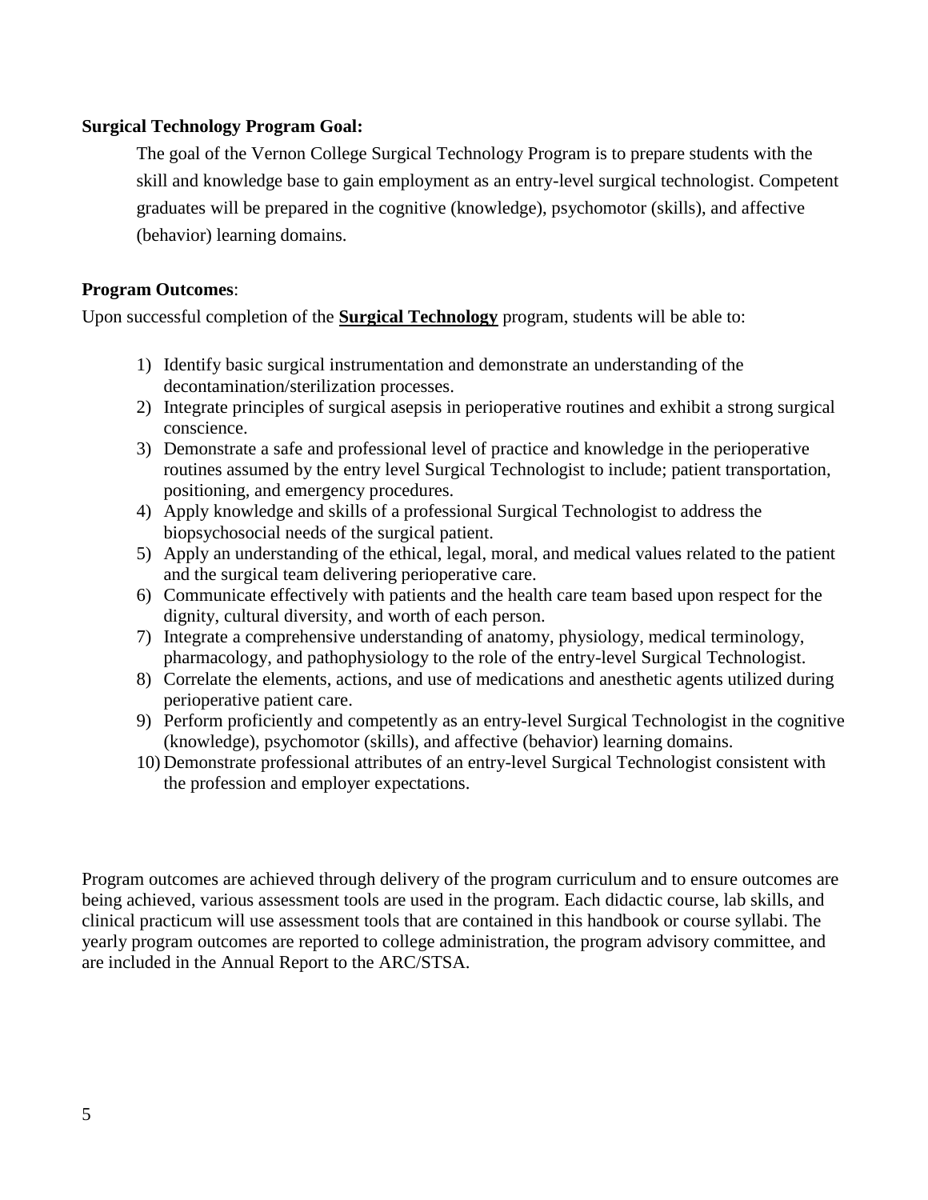**Surgical Technology Program Goal:**

The goal of the Vernon College Surgical Technology Program is to prepare students with the skill and knowledge base to gain employment as an entry-level surgical technologist. Competent graduates will be prepared in the cognitive (knowledge), psychomotor (skills), and affective (behavior) learning domains.

**Program Outcomes**:

Upon successful completion of the **Surgical Technology** program, students will be able to:

1) Identify basic surgical instrumentation and demonstrate an understanding of the decontamination/sterilization processes.
2) Integrate principles of surgical asepsis in perioperative routines and exhibit a strong surgical conscience.
3) Demonstrate a safe and professional level of practice and knowledge in the perioperative routines assumed by the entry level Surgical Technologist to include; patient transportation, positioning, and emergency procedures.
4) Apply knowledge and skills of a professional Surgical Technologist to address the biopsychosocial needs of the surgical patient.
5) Apply an understanding of the ethical, legal, moral, and medical values related to the patient and the surgical team delivering perioperative care.
6) Communicate effectively with patients and the health care team based upon respect for the dignity, cultural diversity, and worth of each person.
7) Integrate a comprehensive understanding of anatomy, physiology, medical terminology, pharmacology, and pathophysiology to the role of the entry-level Surgical Technologist.
8) Correlate the elements, actions, and use of medications and anesthetic agents utilized during perioperative patient care.
9) Perform proficiently and competently as an entry-level Surgical Technologist in the cognitive (knowledge), psychomotor (skills), and affective (behavior) learning domains.
10) Demonstrate professional attributes of an entry-level Surgical Technologist consistent with the profession and employer expectations.

Program outcomes are achieved through delivery of the program curriculum and to ensure outcomes are being achieved, various assessment tools are used in the program. Each didactic course, lab skills, and clinical practicum will use assessment tools that are contained in this handbook or course syllabi. The yearly program outcomes are reported to college administration, the program advisory committee, and are included in the Annual Report to the ARC/STSA.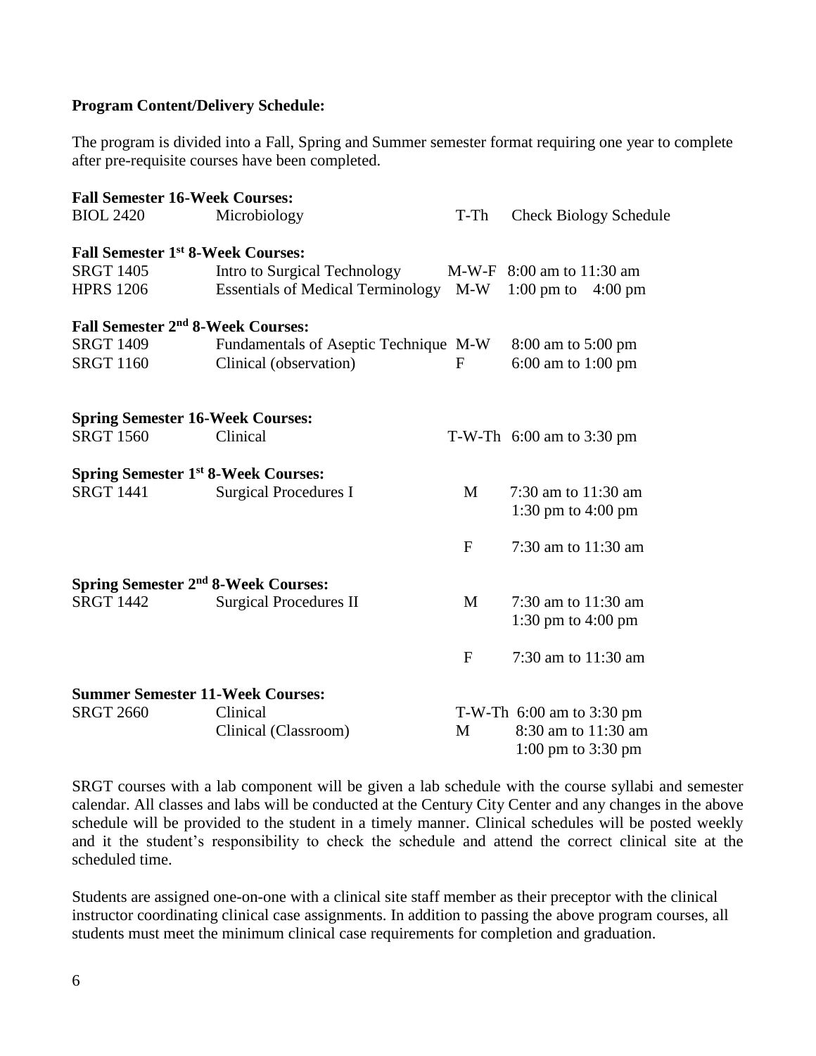**Program Content/Delivery Schedule:**

The program is divided into a Fall, Spring and Summer semester format requiring one year to complete after pre-requisite courses have been completed.

**Fall Semester 16-Week Courses:**

| Course | Title | Days | Time |
|---|---|---|---|
| BIOL 2420 | Microbiology | T-Th | Check Biology Schedule |

**Fall Semester 1st 8-Week Courses:**

| Course | Title | Days | Time |
|---|---|---|---|
| SRGT 1405 | Intro to Surgical Technology | M-W-F | 8:00 am to 11:30 am |
| HPRS 1206 | Essentials of Medical Terminology | M-W | 1:00 pm to 4:00 pm |

**Fall Semester 2nd 8-Week Courses:**

| Course | Title | Days | Time |
|---|---|---|---|
| SRGT 1409 | Fundamentals of Aseptic Technique | M-W | 8:00 am to 5:00 pm |
| SRGT 1160 | Clinical (observation) | F | 6:00 am to 1:00 pm |

**Spring Semester 16-Week Courses:**

| Course | Title | Days | Time |
|---|---|---|---|
| SRGT 1560 | Clinical | T-W-Th | 6:00 am to 3:30 pm |

**Spring Semester 1st 8-Week Courses:**

| Course | Title | Days | Time |
|---|---|---|---|
| SRGT 1441 | Surgical Procedures I | M | 7:30 am to 11:30 am<br>1:30 pm to 4:00 pm |
| | | F | 7:30 am to 11:30 am |

**Spring Semester 2nd 8-Week Courses:**

| Course | Title | Days | Time |
|---|---|---|---|
| SRGT 1442 | Surgical Procedures II | M | 7:30 am to 11:30 am<br>1:30 pm to 4:00 pm |
| | | F | 7:30 am to 11:30 am |

**Summer Semester 11-Week Courses:**

| Course | Title | Days | Time |
|---|---|---|---|
| SRGT 2660 | Clinical | T-W-Th | 6:00 am to 3:30 pm |
| | Clinical (Classroom) | M | 8:30 am to 11:30 am<br>1:00 pm to 3:30 pm |

SRGT courses with a lab component will be given a lab schedule with the course syllabi and semester calendar. All classes and labs will be conducted at the Century City Center and any changes in the above schedule will be provided to the student in a timely manner. Clinical schedules will be posted weekly and it the student's responsibility to check the schedule and attend the correct clinical site at the scheduled time.

Students are assigned one-on-one with a clinical site staff member as their preceptor with the clinical instructor coordinating clinical case assignments. In addition to passing the above program courses, all students must meet the minimum clinical case requirements for completion and graduation.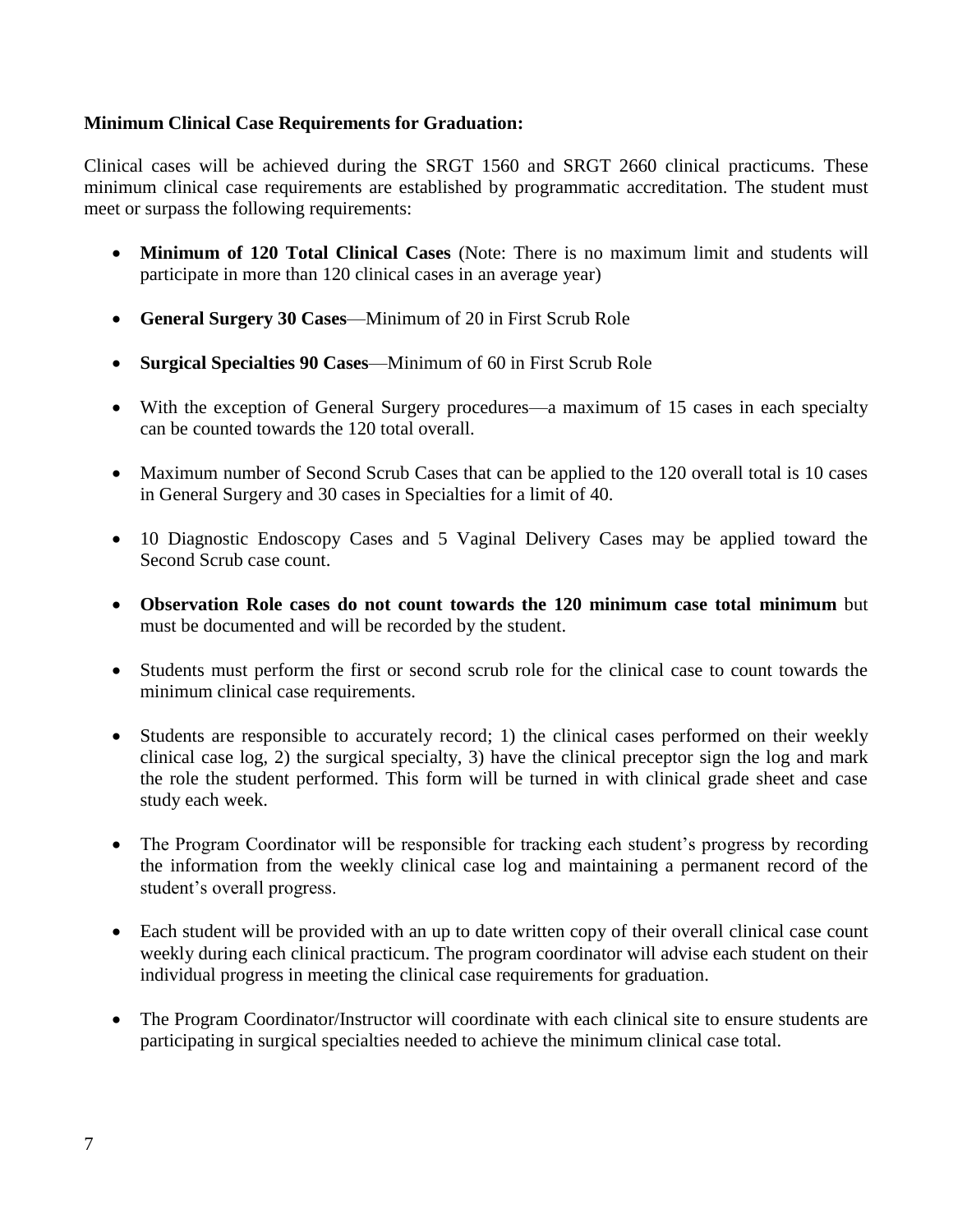**Minimum Clinical Case Requirements for Graduation:**

Clinical cases will be achieved during the SRGT 1560 and SRGT 2660 clinical practicums. These minimum clinical case requirements are established by programmatic accreditation. The student must meet or surpass the following requirements:

- **Minimum of 120 Total Clinical Cases** (Note: There is no maximum limit and students will participate in more than 120 clinical cases in an average year)
- **General Surgery 30 Cases**—Minimum of 20 in First Scrub Role
- **Surgical Specialties 90 Cases**—Minimum of 60 in First Scrub Role
- With the exception of General Surgery procedures—a maximum of 15 cases in each specialty can be counted towards the 120 total overall.
- Maximum number of Second Scrub Cases that can be applied to the 120 overall total is 10 cases in General Surgery and 30 cases in Specialties for a limit of 40.
- 10 Diagnostic Endoscopy Cases and 5 Vaginal Delivery Cases may be applied toward the Second Scrub case count.
- **Observation Role cases do not count towards the 120 minimum case total minimum** but must be documented and will be recorded by the student.
- Students must perform the first or second scrub role for the clinical case to count towards the minimum clinical case requirements.
- Students are responsible to accurately record; 1) the clinical cases performed on their weekly clinical case log, 2) the surgical specialty, 3) have the clinical preceptor sign the log and mark the role the student performed. This form will be turned in with clinical grade sheet and case study each week.
- The Program Coordinator will be responsible for tracking each student's progress by recording the information from the weekly clinical case log and maintaining a permanent record of the student's overall progress.
- Each student will be provided with an up to date written copy of their overall clinical case count weekly during each clinical practicum. The program coordinator will advise each student on their individual progress in meeting the clinical case requirements for graduation.
- The Program Coordinator/Instructor will coordinate with each clinical site to ensure students are participating in surgical specialties needed to achieve the minimum clinical case total.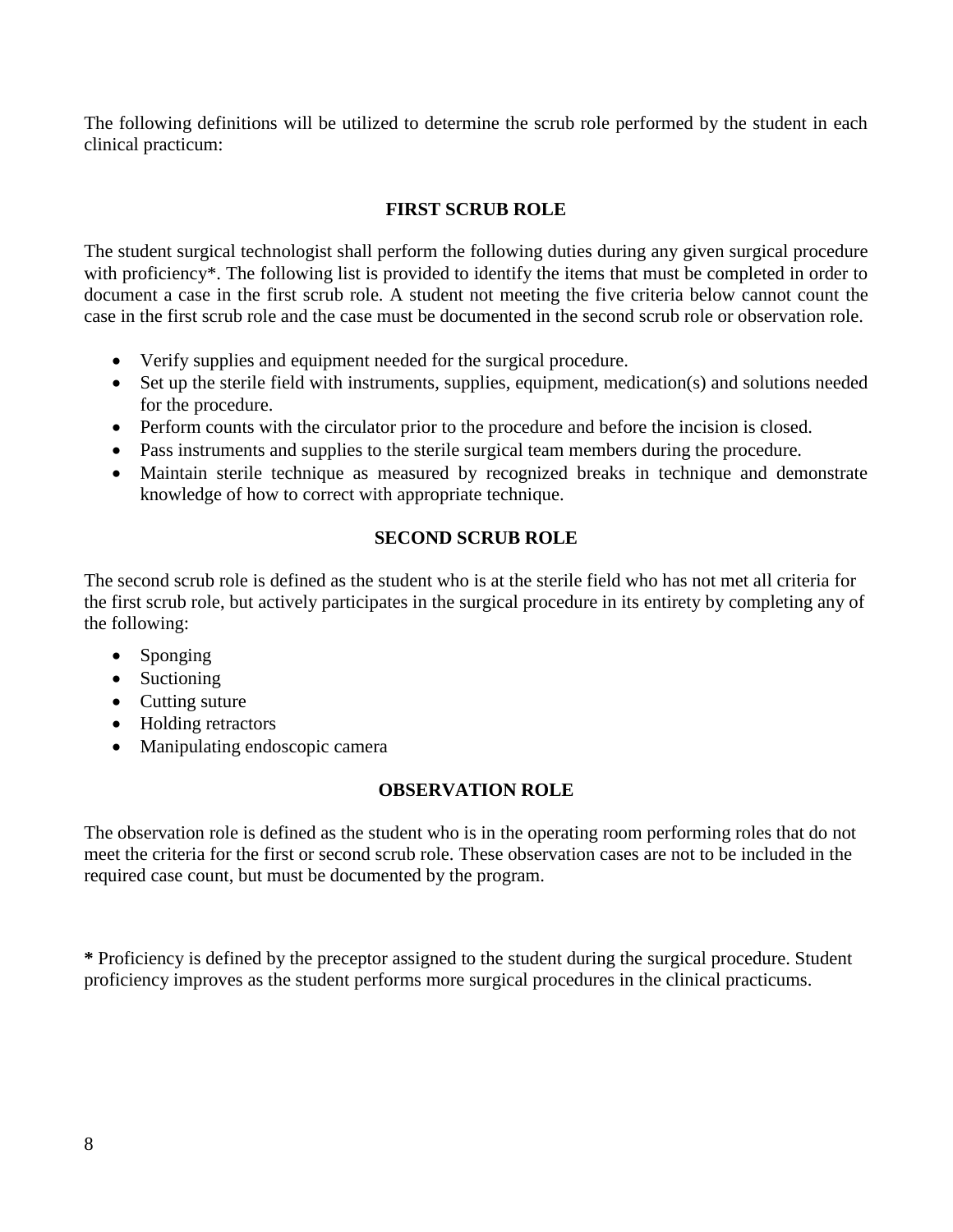The following definitions will be utilized to determine the scrub role performed by the student in each clinical practicum:

## FIRST SCRUB ROLE

The student surgical technologist shall perform the following duties during any given surgical procedure with proficiency*. The following list is provided to identify the items that must be completed in order to document a case in the first scrub role. A student not meeting the five criteria below cannot count the case in the first scrub role and the case must be documented in the second scrub role or observation role.

- Verify supplies and equipment needed for the surgical procedure.
- Set up the sterile field with instruments, supplies, equipment, medication(s) and solutions needed for the procedure.
- Perform counts with the circulator prior to the procedure and before the incision is closed.
- Pass instruments and supplies to the sterile surgical team members during the procedure.
- Maintain sterile technique as measured by recognized breaks in technique and demonstrate knowledge of how to correct with appropriate technique.

## SECOND SCRUB ROLE

The second scrub role is defined as the student who is at the sterile field who has not met all criteria for the first scrub role, but actively participates in the surgical procedure in its entirety by completing any of the following:

- Sponging
- Suctioning
- Cutting suture
- Holding retractors
- Manipulating endoscopic camera

## OBSERVATION ROLE

The observation role is defined as the student who is in the operating room performing roles that do not meet the criteria for the first or second scrub role. These observation cases are not to be included in the required case count, but must be documented by the program.

**\*** Proficiency is defined by the preceptor assigned to the student during the surgical procedure. Student proficiency improves as the student performs more surgical procedures in the clinical practicums.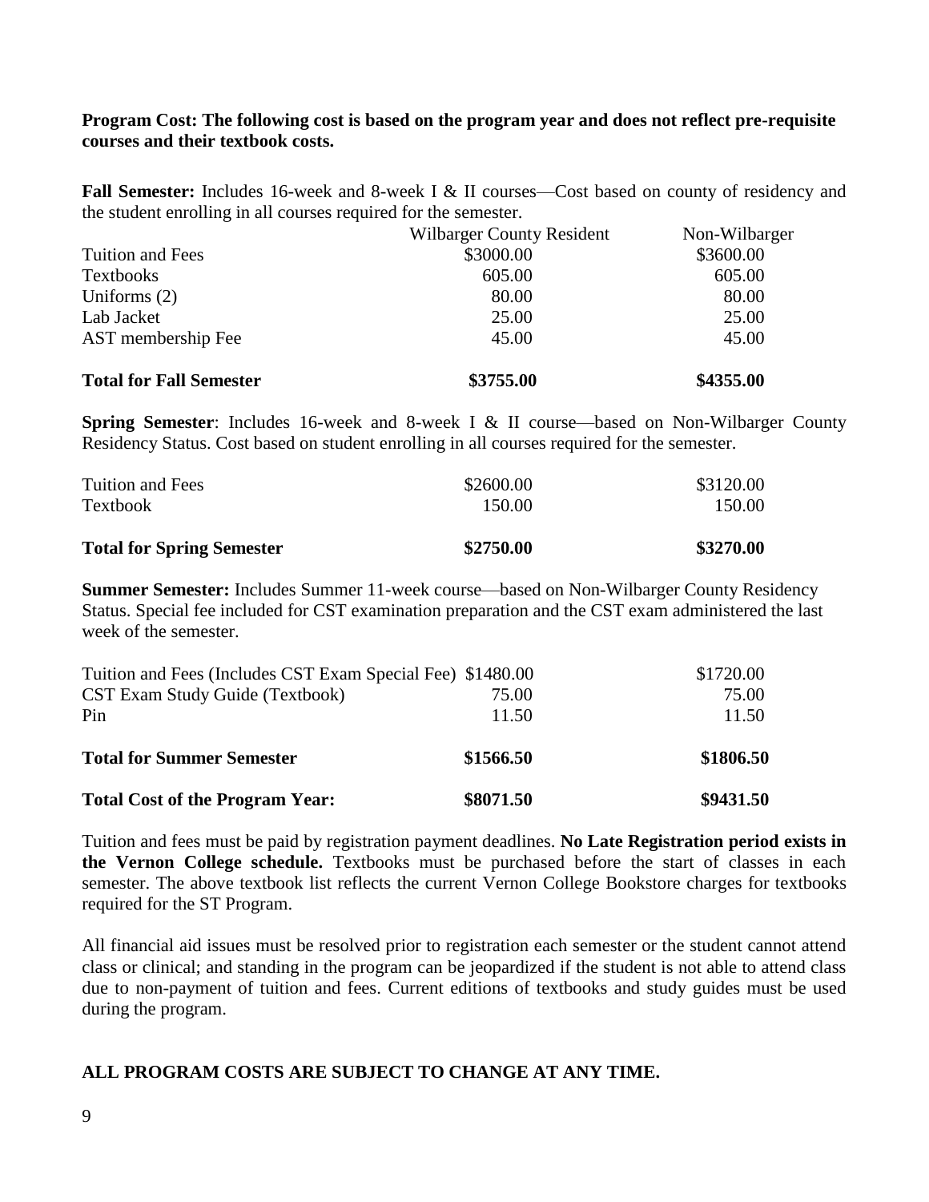**Program Cost: The following cost is based on the program year and does not reflect pre-requisite courses and their textbook costs.**

**Fall Semester:** Includes 16-week and 8-week I & II courses—Cost based on county of residency and the student enrolling in all courses required for the semester.

| | Wilbarger County Resident | Non-Wilbarger |
|---|---|---|
| Tuition and Fees | $3000.00 | $3600.00 |
| Textbooks | 605.00 | 605.00 |
| Uniforms (2) | 80.00 | 80.00 |
| Lab Jacket | 25.00 | 25.00 |
| AST membership Fee | 45.00 | 45.00 |
| **Total for Fall Semester** | **$3755.00** | **$4355.00** |

**Spring Semester**: Includes 16-week and 8-week I & II course—based on Non-Wilbarger County Residency Status. Cost based on student enrolling in all courses required for the semester.

| | | |
|---|---|---|
| Tuition and Fees | $2600.00 | $3120.00 |
| Textbook | 150.00 | 150.00 |
| **Total for Spring Semester** | **$2750.00** | **$3270.00** |

**Summer Semester:** Includes Summer 11-week course—based on Non-Wilbarger County Residency Status. Special fee included for CST examination preparation and the CST exam administered the last week of the semester.

| | | |
|---|---|---|
| Tuition and Fees (Includes CST Exam Special Fee) | $1480.00 | $1720.00 |
| CST Exam Study Guide (Textbook) | 75.00 | 75.00 |
| Pin | 11.50 | 11.50 |
| **Total for Summer Semester** | **$1566.50** | **$1806.50** |
| **Total Cost of the Program Year:** | **$8071.50** | **$9431.50** |

Tuition and fees must be paid by registration payment deadlines. **No Late Registration period exists in the Vernon College schedule.** Textbooks must be purchased before the start of classes in each semester. The above textbook list reflects the current Vernon College Bookstore charges for textbooks required for the ST Program.

All financial aid issues must be resolved prior to registration each semester or the student cannot attend class or clinical; and standing in the program can be jeopardized if the student is not able to attend class due to non-payment of tuition and fees. Current editions of textbooks and study guides must be used during the program.

**ALL PROGRAM COSTS ARE SUBJECT TO CHANGE AT ANY TIME.**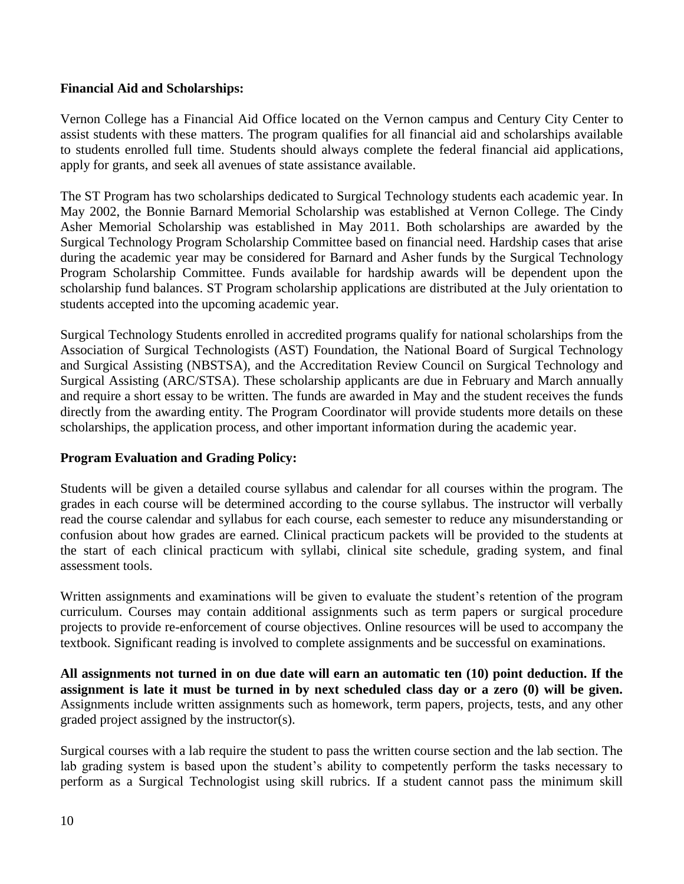**Financial Aid and Scholarships:**

Vernon College has a Financial Aid Office located on the Vernon campus and Century City Center to assist students with these matters. The program qualifies for all financial aid and scholarships available to students enrolled full time. Students should always complete the federal financial aid applications, apply for grants, and seek all avenues of state assistance available.

The ST Program has two scholarships dedicated to Surgical Technology students each academic year. In May 2002, the Bonnie Barnard Memorial Scholarship was established at Vernon College. The Cindy Asher Memorial Scholarship was established in May 2011. Both scholarships are awarded by the Surgical Technology Program Scholarship Committee based on financial need. Hardship cases that arise during the academic year may be considered for Barnard and Asher funds by the Surgical Technology Program Scholarship Committee. Funds available for hardship awards will be dependent upon the scholarship fund balances. ST Program scholarship applications are distributed at the July orientation to students accepted into the upcoming academic year.

Surgical Technology Students enrolled in accredited programs qualify for national scholarships from the Association of Surgical Technologists (AST) Foundation, the National Board of Surgical Technology and Surgical Assisting (NBSTSA), and the Accreditation Review Council on Surgical Technology and Surgical Assisting (ARC/STSA). These scholarship applicants are due in February and March annually and require a short essay to be written. The funds are awarded in May and the student receives the funds directly from the awarding entity. The Program Coordinator will provide students more details on these scholarships, the application process, and other important information during the academic year.

**Program Evaluation and Grading Policy:**

Students will be given a detailed course syllabus and calendar for all courses within the program. The grades in each course will be determined according to the course syllabus. The instructor will verbally read the course calendar and syllabus for each course, each semester to reduce any misunderstanding or confusion about how grades are earned. Clinical practicum packets will be provided to the students at the start of each clinical practicum with syllabi, clinical site schedule, grading system, and final assessment tools.

Written assignments and examinations will be given to evaluate the student's retention of the program curriculum. Courses may contain additional assignments such as term papers or surgical procedure projects to provide re-enforcement of course objectives. Online resources will be used to accompany the textbook. Significant reading is involved to complete assignments and be successful on examinations.

**All assignments not turned in on due date will earn an automatic ten (10) point deduction. If the assignment is late it must be turned in by next scheduled class day or a zero (0) will be given.** Assignments include written assignments such as homework, term papers, projects, tests, and any other graded project assigned by the instructor(s).

Surgical courses with a lab require the student to pass the written course section and the lab section. The lab grading system is based upon the student's ability to competently perform the tasks necessary to perform as a Surgical Technologist using skill rubrics. If a student cannot pass the minimum skill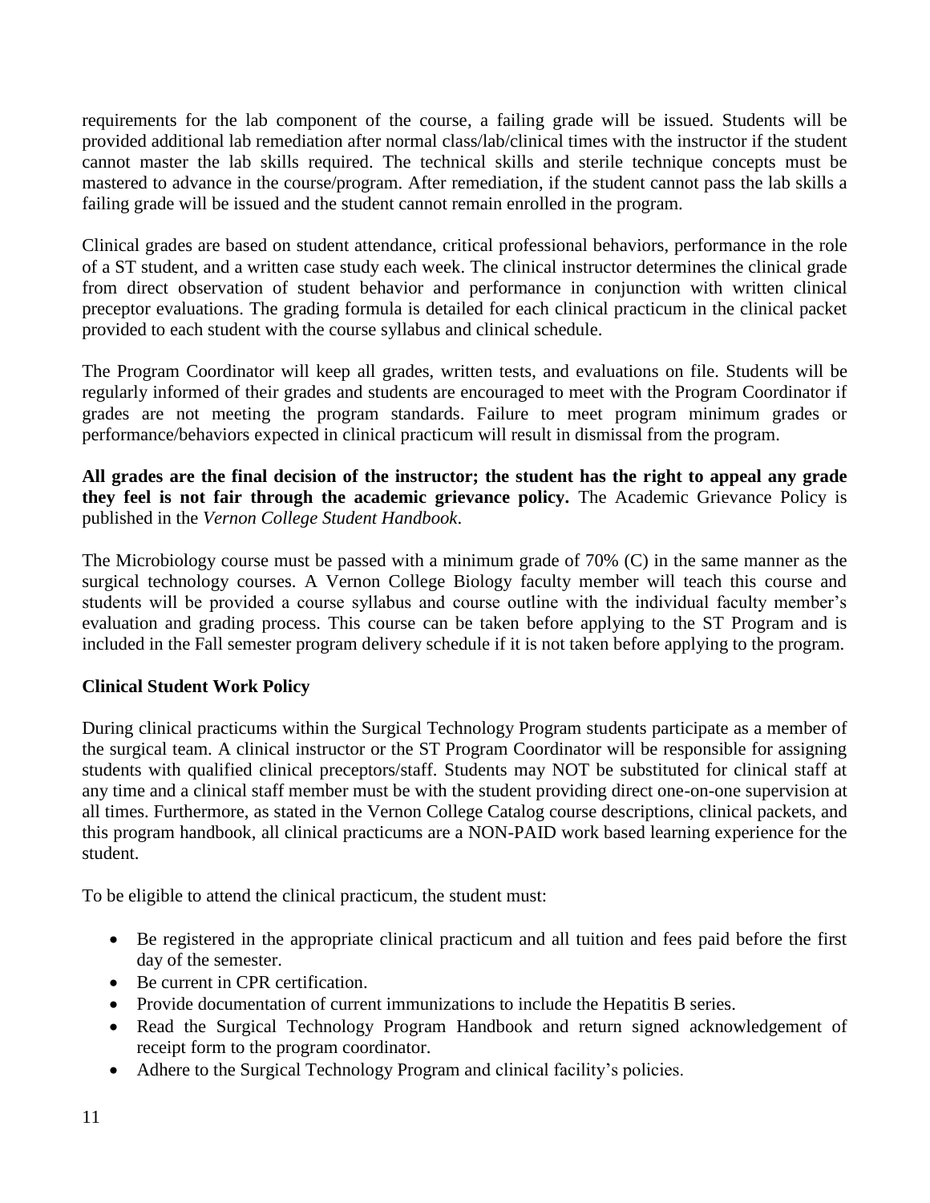requirements for the lab component of the course, a failing grade will be issued. Students will be provided additional lab remediation after normal class/lab/clinical times with the instructor if the student cannot master the lab skills required. The technical skills and sterile technique concepts must be mastered to advance in the course/program. After remediation, if the student cannot pass the lab skills a failing grade will be issued and the student cannot remain enrolled in the program.

Clinical grades are based on student attendance, critical professional behaviors, performance in the role of a ST student, and a written case study each week. The clinical instructor determines the clinical grade from direct observation of student behavior and performance in conjunction with written clinical preceptor evaluations. The grading formula is detailed for each clinical practicum in the clinical packet provided to each student with the course syllabus and clinical schedule.

The Program Coordinator will keep all grades, written tests, and evaluations on file. Students will be regularly informed of their grades and students are encouraged to meet with the Program Coordinator if grades are not meeting the program standards. Failure to meet program minimum grades or performance/behaviors expected in clinical practicum will result in dismissal from the program.

**All grades are the final decision of the instructor; the student has the right to appeal any grade they feel is not fair through the academic grievance policy.** The Academic Grievance Policy is published in the *Vernon College Student Handbook*.

The Microbiology course must be passed with a minimum grade of 70% (C) in the same manner as the surgical technology courses. A Vernon College Biology faculty member will teach this course and students will be provided a course syllabus and course outline with the individual faculty member's evaluation and grading process. This course can be taken before applying to the ST Program and is included in the Fall semester program delivery schedule if it is not taken before applying to the program.

**Clinical Student Work Policy**

During clinical practicums within the Surgical Technology Program students participate as a member of the surgical team. A clinical instructor or the ST Program Coordinator will be responsible for assigning students with qualified clinical preceptors/staff. Students may NOT be substituted for clinical staff at any time and a clinical staff member must be with the student providing direct one-on-one supervision at all times. Furthermore, as stated in the Vernon College Catalog course descriptions, clinical packets, and this program handbook, all clinical practicums are a NON-PAID work based learning experience for the student.

To be eligible to attend the clinical practicum, the student must:

- Be registered in the appropriate clinical practicum and all tuition and fees paid before the first day of the semester.
- Be current in CPR certification.
- Provide documentation of current immunizations to include the Hepatitis B series.
- Read the Surgical Technology Program Handbook and return signed acknowledgement of receipt form to the program coordinator.
- Adhere to the Surgical Technology Program and clinical facility's policies.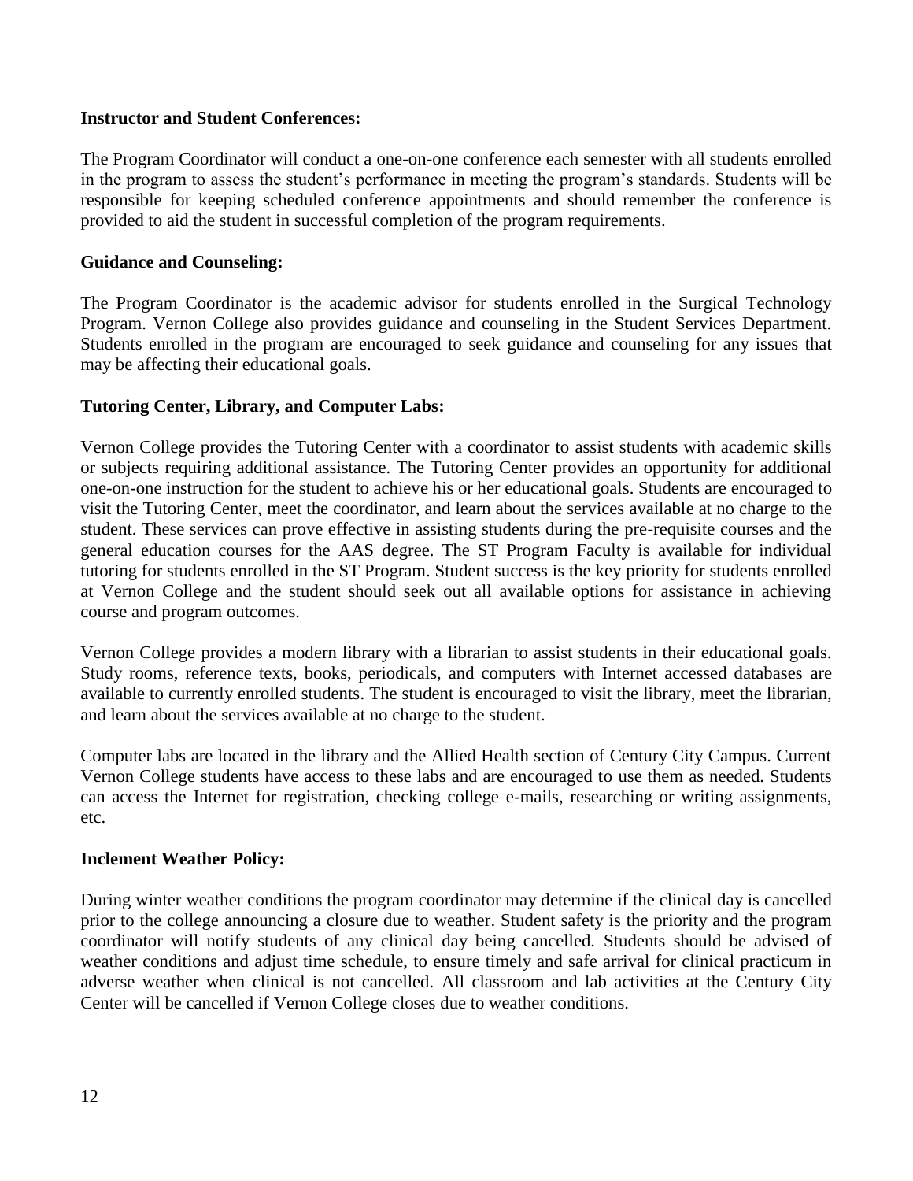**Instructor and Student Conferences:**

The Program Coordinator will conduct a one-on-one conference each semester with all students enrolled in the program to assess the student's performance in meeting the program's standards. Students will be responsible for keeping scheduled conference appointments and should remember the conference is provided to aid the student in successful completion of the program requirements.

**Guidance and Counseling:**

The Program Coordinator is the academic advisor for students enrolled in the Surgical Technology Program. Vernon College also provides guidance and counseling in the Student Services Department. Students enrolled in the program are encouraged to seek guidance and counseling for any issues that may be affecting their educational goals.

**Tutoring Center, Library, and Computer Labs:**

Vernon College provides the Tutoring Center with a coordinator to assist students with academic skills or subjects requiring additional assistance. The Tutoring Center provides an opportunity for additional one-on-one instruction for the student to achieve his or her educational goals. Students are encouraged to visit the Tutoring Center, meet the coordinator, and learn about the services available at no charge to the student. These services can prove effective in assisting students during the pre-requisite courses and the general education courses for the AAS degree. The ST Program Faculty is available for individual tutoring for students enrolled in the ST Program. Student success is the key priority for students enrolled at Vernon College and the student should seek out all available options for assistance in achieving course and program outcomes.

Vernon College provides a modern library with a librarian to assist students in their educational goals. Study rooms, reference texts, books, periodicals, and computers with Internet accessed databases are available to currently enrolled students. The student is encouraged to visit the library, meet the librarian, and learn about the services available at no charge to the student.

Computer labs are located in the library and the Allied Health section of Century City Campus. Current Vernon College students have access to these labs and are encouraged to use them as needed. Students can access the Internet for registration, checking college e-mails, researching or writing assignments, etc.

**Inclement Weather Policy:**

During winter weather conditions the program coordinator may determine if the clinical day is cancelled prior to the college announcing a closure due to weather. Student safety is the priority and the program coordinator will notify students of any clinical day being cancelled. Students should be advised of weather conditions and adjust time schedule, to ensure timely and safe arrival for clinical practicum in adverse weather when clinical is not cancelled. All classroom and lab activities at the Century City Center will be cancelled if Vernon College closes due to weather conditions.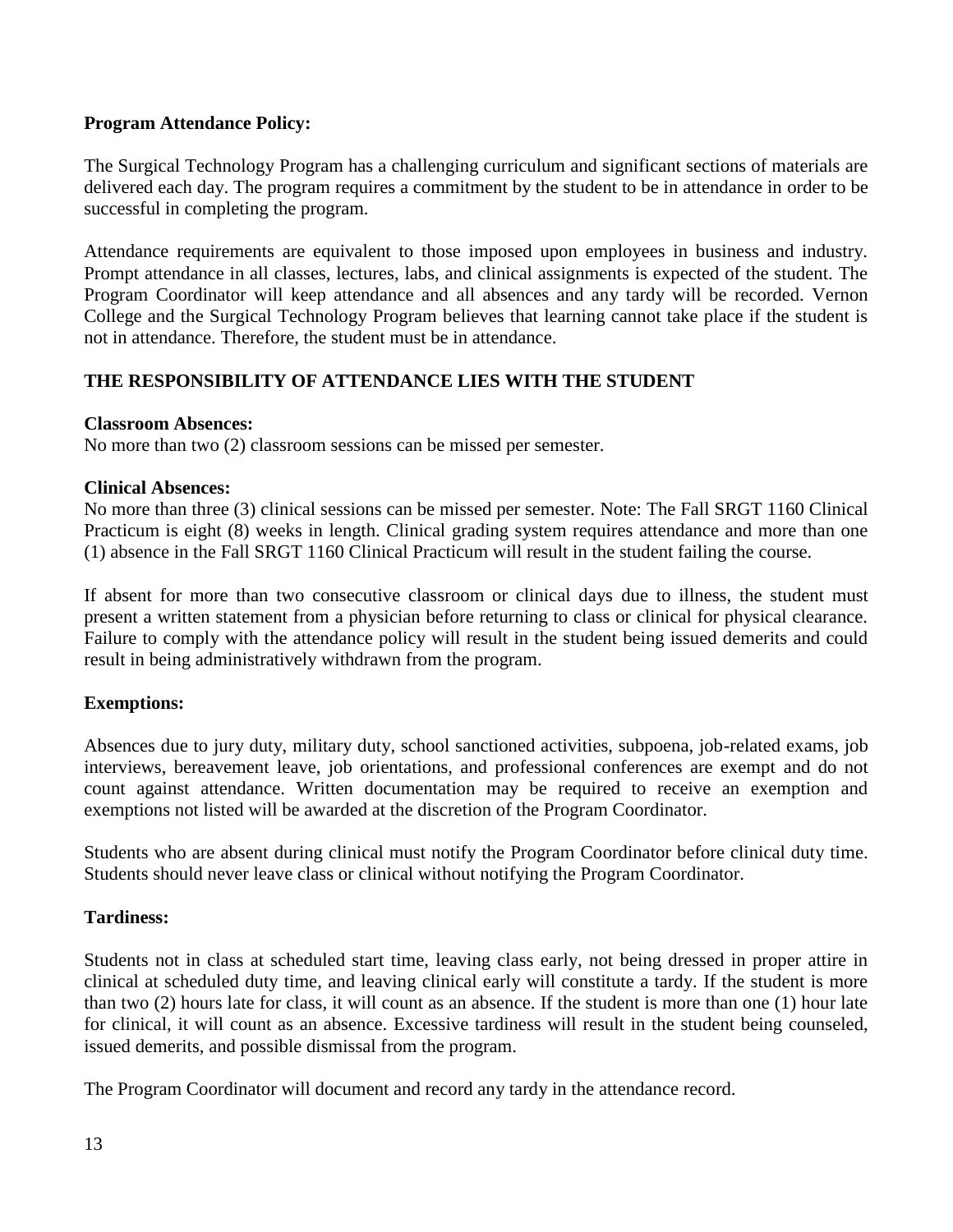**Program Attendance Policy:**

The Surgical Technology Program has a challenging curriculum and significant sections of materials are delivered each day. The program requires a commitment by the student to be in attendance in order to be successful in completing the program.

Attendance requirements are equivalent to those imposed upon employees in business and industry. Prompt attendance in all classes, lectures, labs, and clinical assignments is expected of the student. The Program Coordinator will keep attendance and all absences and any tardy will be recorded. Vernon College and the Surgical Technology Program believes that learning cannot take place if the student is not in attendance. Therefore, the student must be in attendance.

**THE RESPONSIBILITY OF ATTENDANCE LIES WITH THE STUDENT**

**Classroom Absences:**
No more than two (2) classroom sessions can be missed per semester.

**Clinical Absences:**
No more than three (3) clinical sessions can be missed per semester. Note: The Fall SRGT 1160 Clinical Practicum is eight (8) weeks in length. Clinical grading system requires attendance and more than one (1) absence in the Fall SRGT 1160 Clinical Practicum will result in the student failing the course.

If absent for more than two consecutive classroom or clinical days due to illness, the student must present a written statement from a physician before returning to class or clinical for physical clearance. Failure to comply with the attendance policy will result in the student being issued demerits and could result in being administratively withdrawn from the program.

**Exemptions:**

Absences due to jury duty, military duty, school sanctioned activities, subpoena, job-related exams, job interviews, bereavement leave, job orientations, and professional conferences are exempt and do not count against attendance. Written documentation may be required to receive an exemption and exemptions not listed will be awarded at the discretion of the Program Coordinator.

Students who are absent during clinical must notify the Program Coordinator before clinical duty time. Students should never leave class or clinical without notifying the Program Coordinator.

**Tardiness:**

Students not in class at scheduled start time, leaving class early, not being dressed in proper attire in clinical at scheduled duty time, and leaving clinical early will constitute a tardy. If the student is more than two (2) hours late for class, it will count as an absence. If the student is more than one (1) hour late for clinical, it will count as an absence. Excessive tardiness will result in the student being counseled, issued demerits, and possible dismissal from the program.

The Program Coordinator will document and record any tardy in the attendance record.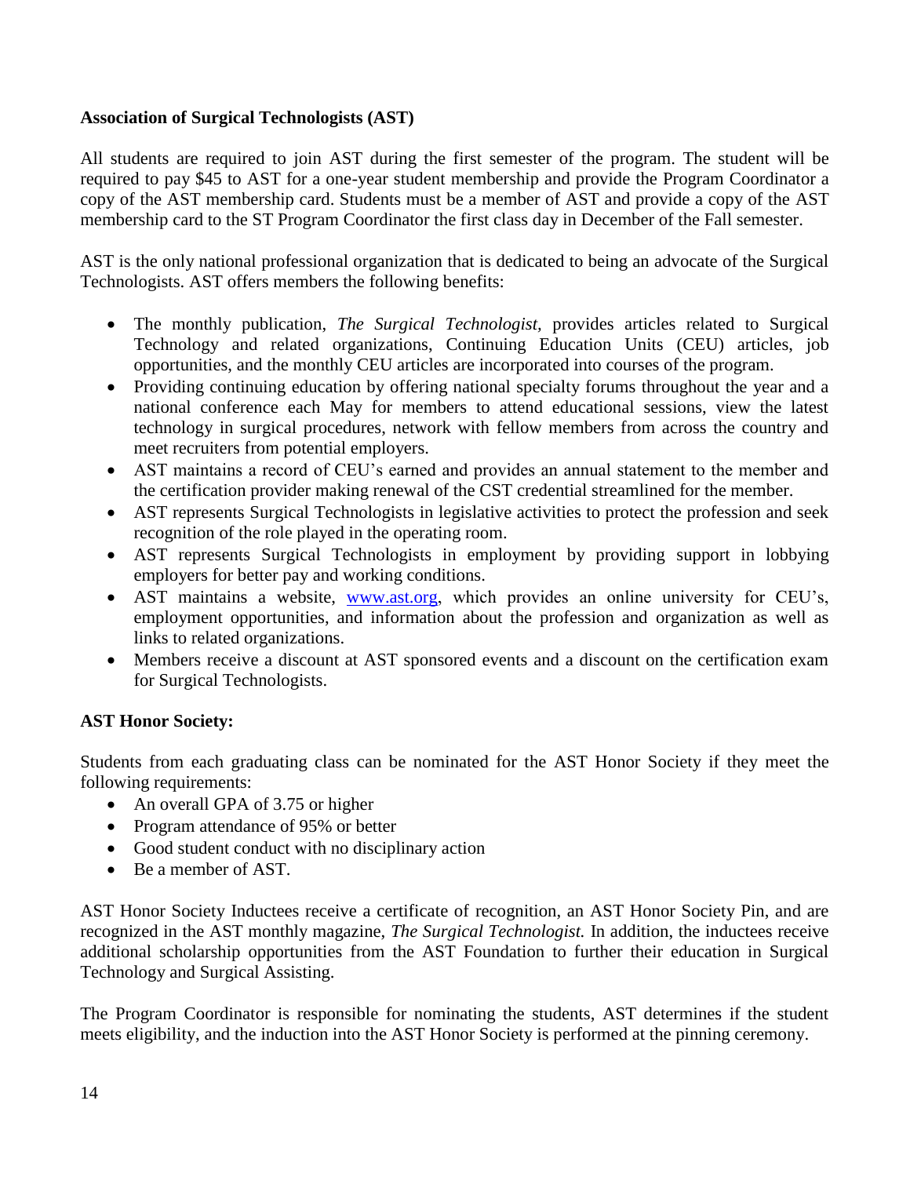**Association of Surgical Technologists (AST)**

All students are required to join AST during the first semester of the program. The student will be required to pay $45 to AST for a one-year student membership and provide the Program Coordinator a copy of the AST membership card. Students must be a member of AST and provide a copy of the AST membership card to the ST Program Coordinator the first class day in December of the Fall semester.

AST is the only national professional organization that is dedicated to being an advocate of the Surgical Technologists. AST offers members the following benefits:

- The monthly publication, *The Surgical Technologist*, provides articles related to Surgical Technology and related organizations, Continuing Education Units (CEU) articles, job opportunities, and the monthly CEU articles are incorporated into courses of the program.
- Providing continuing education by offering national specialty forums throughout the year and a national conference each May for members to attend educational sessions, view the latest technology in surgical procedures, network with fellow members from across the country and meet recruiters from potential employers.
- AST maintains a record of CEU's earned and provides an annual statement to the member and the certification provider making renewal of the CST credential streamlined for the member.
- AST represents Surgical Technologists in legislative activities to protect the profession and seek recognition of the role played in the operating room.
- AST represents Surgical Technologists in employment by providing support in lobbying employers for better pay and working conditions.
- AST maintains a website, [www.ast.org](http://www.ast.org), which provides an online university for CEU's, employment opportunities, and information about the profession and organization as well as links to related organizations.
- Members receive a discount at AST sponsored events and a discount on the certification exam for Surgical Technologists.

**AST Honor Society:**

Students from each graduating class can be nominated for the AST Honor Society if they meet the following requirements:

- An overall GPA of 3.75 or higher
- Program attendance of 95% or better
- Good student conduct with no disciplinary action
- Be a member of AST.

AST Honor Society Inductees receive a certificate of recognition, an AST Honor Society Pin, and are recognized in the AST monthly magazine, *The Surgical Technologist.* In addition, the inductees receive additional scholarship opportunities from the AST Foundation to further their education in Surgical Technology and Surgical Assisting.

The Program Coordinator is responsible for nominating the students, AST determines if the student meets eligibility, and the induction into the AST Honor Society is performed at the pinning ceremony.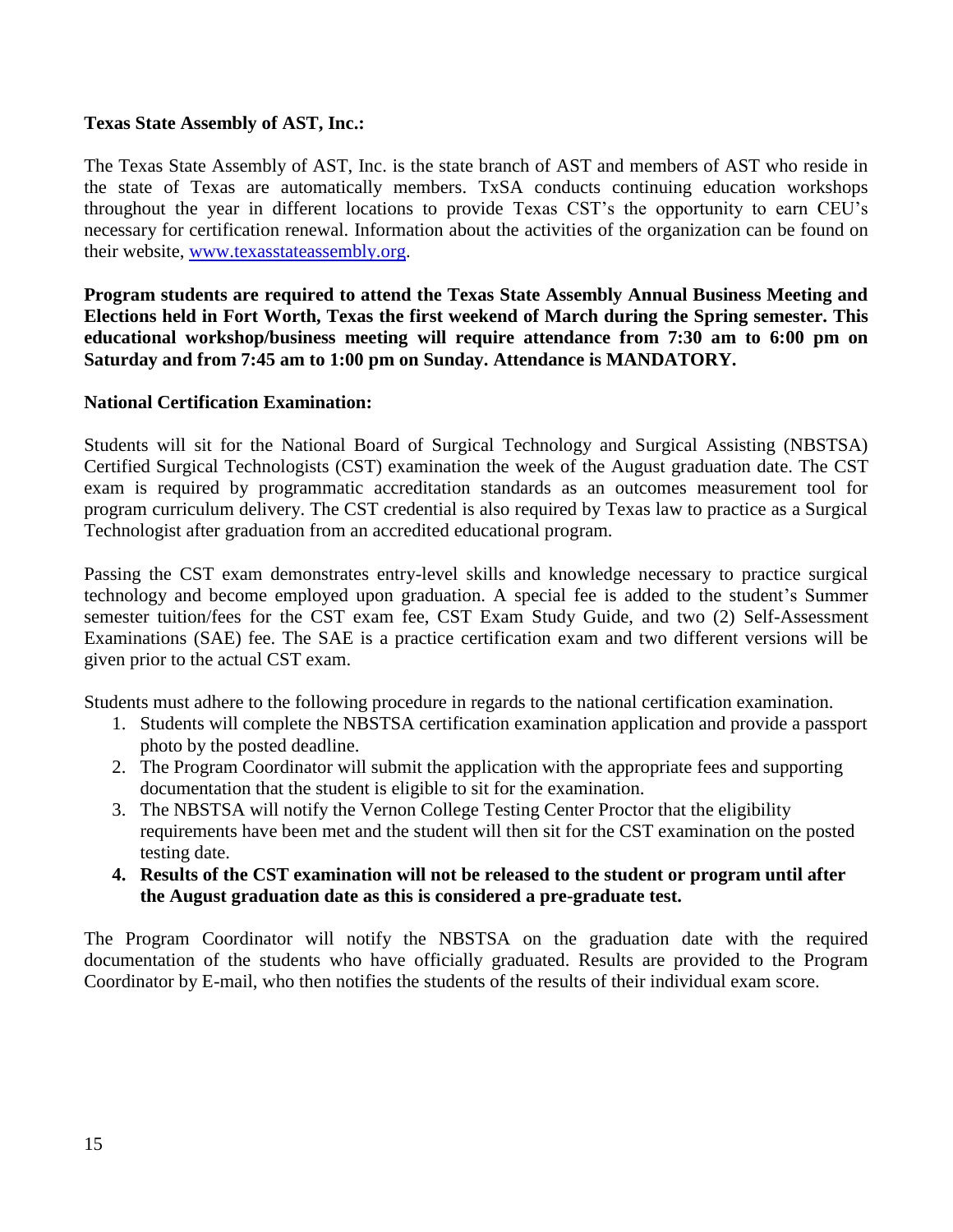**Texas State Assembly of AST, Inc.:**

The Texas State Assembly of AST, Inc. is the state branch of AST and members of AST who reside in the state of Texas are automatically members. TxSA conducts continuing education workshops throughout the year in different locations to provide Texas CST's the opportunity to earn CEU's necessary for certification renewal. Information about the activities of the organization can be found on their website, [www.texasstateassembly.org](www.texasstateassembly.org).

**Program students are required to attend the Texas State Assembly Annual Business Meeting and Elections held in Fort Worth, Texas the first weekend of March during the Spring semester. This educational workshop/business meeting will require attendance from 7:30 am to 6:00 pm on Saturday and from 7:45 am to 1:00 pm on Sunday. Attendance is MANDATORY.**

**National Certification Examination:**

Students will sit for the National Board of Surgical Technology and Surgical Assisting (NBSTSA) Certified Surgical Technologists (CST) examination the week of the August graduation date. The CST exam is required by programmatic accreditation standards as an outcomes measurement tool for program curriculum delivery. The CST credential is also required by Texas law to practice as a Surgical Technologist after graduation from an accredited educational program.

Passing the CST exam demonstrates entry-level skills and knowledge necessary to practice surgical technology and become employed upon graduation. A special fee is added to the student's Summer semester tuition/fees for the CST exam fee, CST Exam Study Guide, and two (2) Self-Assessment Examinations (SAE) fee. The SAE is a practice certification exam and two different versions will be given prior to the actual CST exam.

Students must adhere to the following procedure in regards to the national certification examination.

1. Students will complete the NBSTSA certification examination application and provide a passport photo by the posted deadline.
2. The Program Coordinator will submit the application with the appropriate fees and supporting documentation that the student is eligible to sit for the examination.
3. The NBSTSA will notify the Vernon College Testing Center Proctor that the eligibility requirements have been met and the student will then sit for the CST examination on the posted testing date.
4. **Results of the CST examination will not be released to the student or program until after the August graduation date as this is considered a pre-graduate test.**

The Program Coordinator will notify the NBSTSA on the graduation date with the required documentation of the students who have officially graduated. Results are provided to the Program Coordinator by E-mail, who then notifies the students of the results of their individual exam score.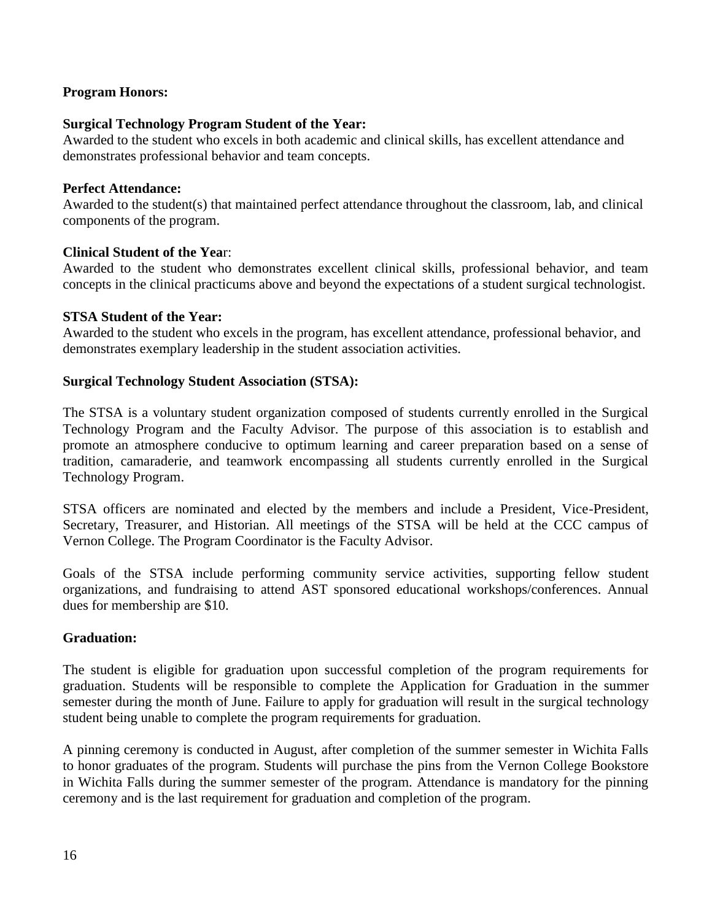**Program Honors:**

**Surgical Technology Program Student of the Year:**
Awarded to the student who excels in both academic and clinical skills, has excellent attendance and demonstrates professional behavior and team concepts.

**Perfect Attendance:**
Awarded to the student(s) that maintained perfect attendance throughout the classroom, lab, and clinical components of the program.

**Clinical Student of the Year**:
Awarded to the student who demonstrates excellent clinical skills, professional behavior, and team concepts in the clinical practicums above and beyond the expectations of a student surgical technologist.

**STSA Student of the Year:**
Awarded to the student who excels in the program, has excellent attendance, professional behavior, and demonstrates exemplary leadership in the student association activities.

**Surgical Technology Student Association (STSA):**

The STSA is a voluntary student organization composed of students currently enrolled in the Surgical Technology Program and the Faculty Advisor. The purpose of this association is to establish and promote an atmosphere conducive to optimum learning and career preparation based on a sense of tradition, camaraderie, and teamwork encompassing all students currently enrolled in the Surgical Technology Program.

STSA officers are nominated and elected by the members and include a President, Vice-President, Secretary, Treasurer, and Historian. All meetings of the STSA will be held at the CCC campus of Vernon College. The Program Coordinator is the Faculty Advisor.

Goals of the STSA include performing community service activities, supporting fellow student organizations, and fundraising to attend AST sponsored educational workshops/conferences. Annual dues for membership are $10.

**Graduation:**

The student is eligible for graduation upon successful completion of the program requirements for graduation. Students will be responsible to complete the Application for Graduation in the summer semester during the month of June. Failure to apply for graduation will result in the surgical technology student being unable to complete the program requirements for graduation.

A pinning ceremony is conducted in August, after completion of the summer semester in Wichita Falls to honor graduates of the program. Students will purchase the pins from the Vernon College Bookstore in Wichita Falls during the summer semester of the program. Attendance is mandatory for the pinning ceremony and is the last requirement for graduation and completion of the program.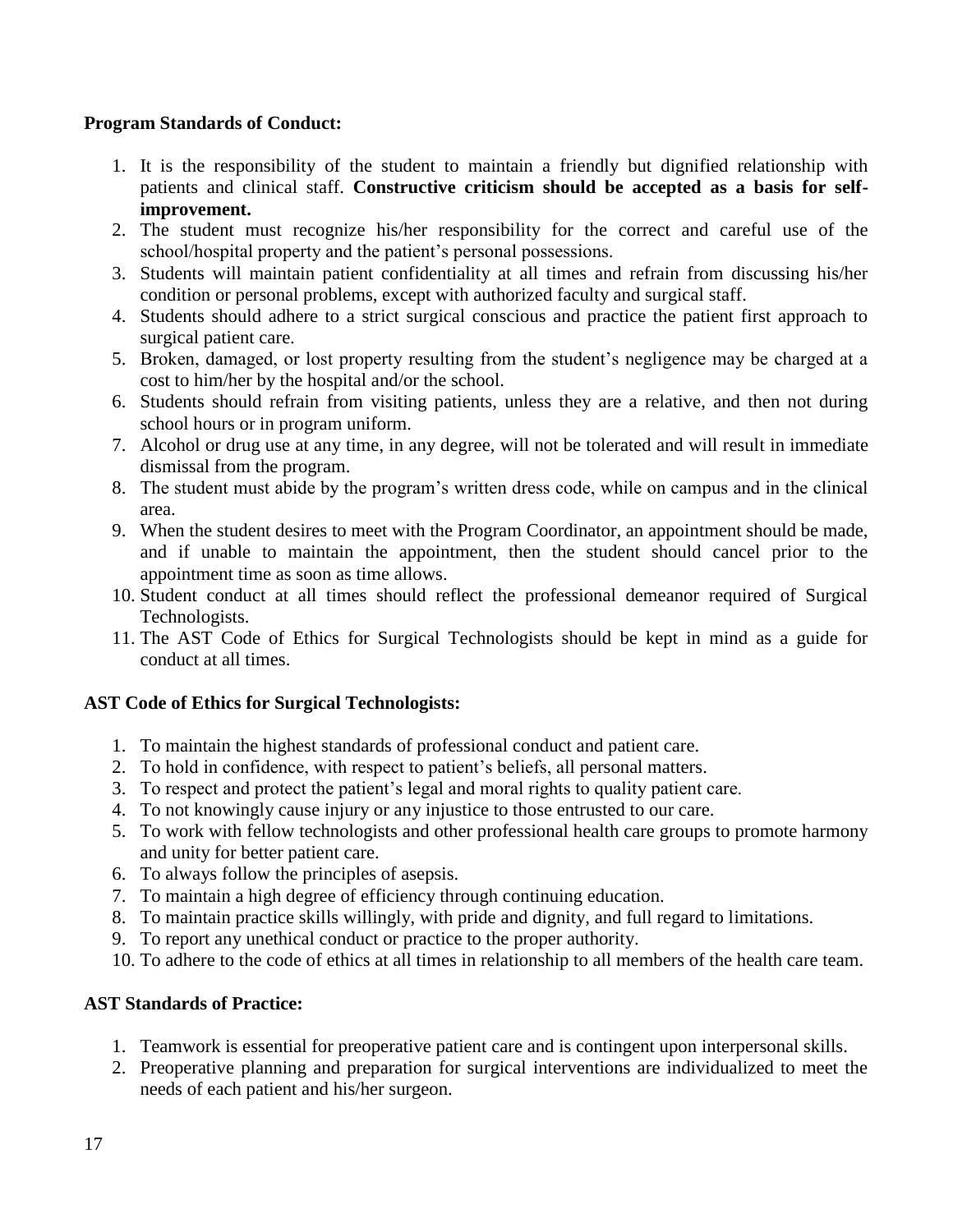**Program Standards of Conduct:**

1. It is the responsibility of the student to maintain a friendly but dignified relationship with patients and clinical staff. **Constructive criticism should be accepted as a basis for self-improvement.**
2. The student must recognize his/her responsibility for the correct and careful use of the school/hospital property and the patient's personal possessions.
3. Students will maintain patient confidentiality at all times and refrain from discussing his/her condition or personal problems, except with authorized faculty and surgical staff.
4. Students should adhere to a strict surgical conscious and practice the patient first approach to surgical patient care.
5. Broken, damaged, or lost property resulting from the student's negligence may be charged at a cost to him/her by the hospital and/or the school.
6. Students should refrain from visiting patients, unless they are a relative, and then not during school hours or in program uniform.
7. Alcohol or drug use at any time, in any degree, will not be tolerated and will result in immediate dismissal from the program.
8. The student must abide by the program's written dress code, while on campus and in the clinical area.
9. When the student desires to meet with the Program Coordinator, an appointment should be made, and if unable to maintain the appointment, then the student should cancel prior to the appointment time as soon as time allows.
10. Student conduct at all times should reflect the professional demeanor required of Surgical Technologists.
11. The AST Code of Ethics for Surgical Technologists should be kept in mind as a guide for conduct at all times.

**AST Code of Ethics for Surgical Technologists:**

1. To maintain the highest standards of professional conduct and patient care.
2. To hold in confidence, with respect to patient's beliefs, all personal matters.
3. To respect and protect the patient's legal and moral rights to quality patient care.
4. To not knowingly cause injury or any injustice to those entrusted to our care.
5. To work with fellow technologists and other professional health care groups to promote harmony and unity for better patient care.
6. To always follow the principles of asepsis.
7. To maintain a high degree of efficiency through continuing education.
8. To maintain practice skills willingly, with pride and dignity, and full regard to limitations.
9. To report any unethical conduct or practice to the proper authority.
10. To adhere to the code of ethics at all times in relationship to all members of the health care team.

**AST Standards of Practice:**

1. Teamwork is essential for preoperative patient care and is contingent upon interpersonal skills.
2. Preoperative planning and preparation for surgical interventions are individualized to meet the needs of each patient and his/her surgeon.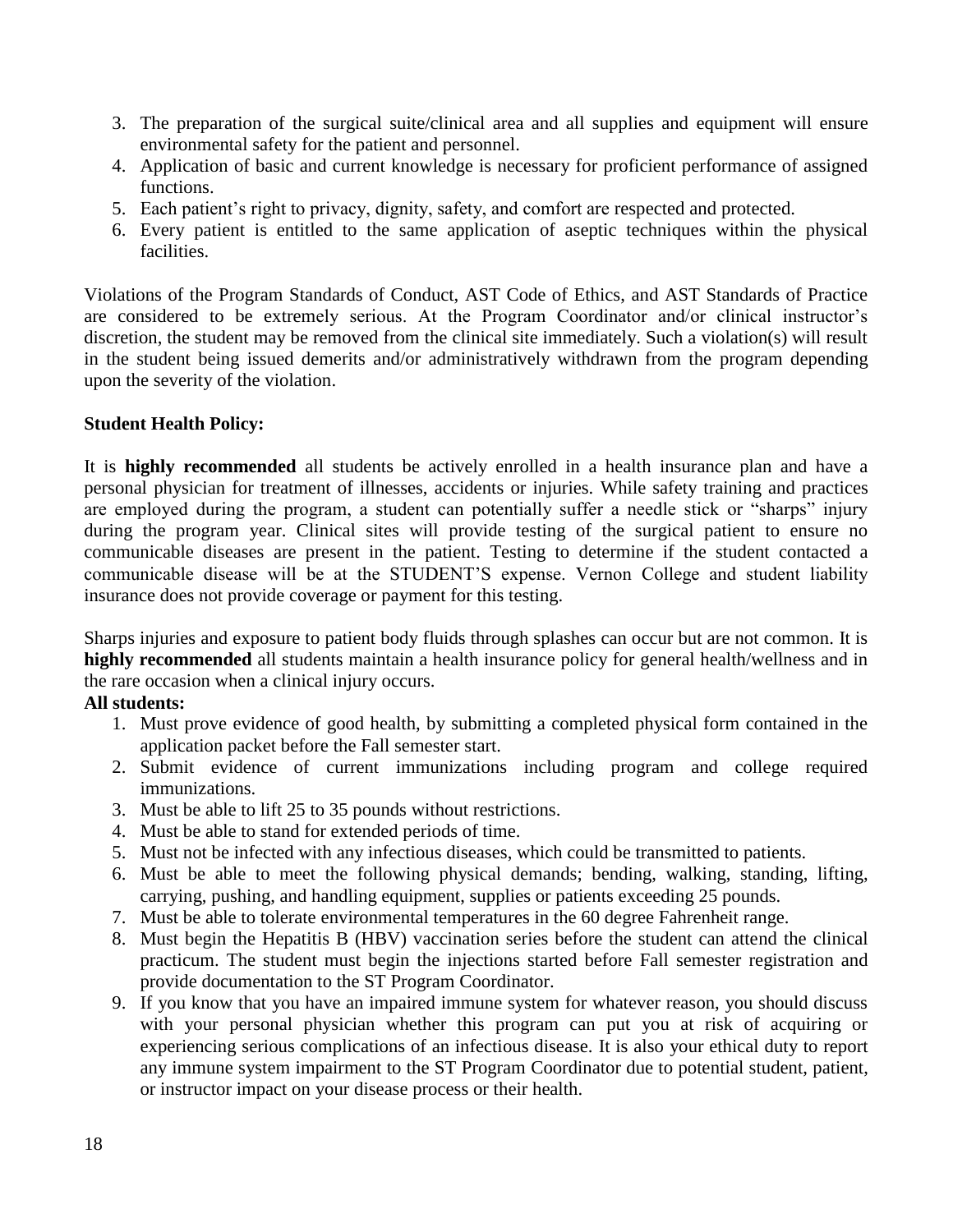3. The preparation of the surgical suite/clinical area and all supplies and equipment will ensure environmental safety for the patient and personnel.
4. Application of basic and current knowledge is necessary for proficient performance of assigned functions.
5. Each patient's right to privacy, dignity, safety, and comfort are respected and protected.
6. Every patient is entitled to the same application of aseptic techniques within the physical facilities.

Violations of the Program Standards of Conduct, AST Code of Ethics, and AST Standards of Practice are considered to be extremely serious. At the Program Coordinator and/or clinical instructor's discretion, the student may be removed from the clinical site immediately. Such a violation(s) will result in the student being issued demerits and/or administratively withdrawn from the program depending upon the severity of the violation.

**Student Health Policy:**

It is **highly recommended** all students be actively enrolled in a health insurance plan and have a personal physician for treatment of illnesses, accidents or injuries. While safety training and practices are employed during the program, a student can potentially suffer a needle stick or "sharps" injury during the program year. Clinical sites will provide testing of the surgical patient to ensure no communicable diseases are present in the patient. Testing to determine if the student contacted a communicable disease will be at the STUDENT'S expense. Vernon College and student liability insurance does not provide coverage or payment for this testing.

Sharps injuries and exposure to patient body fluids through splashes can occur but are not common. It is **highly recommended** all students maintain a health insurance policy for general health/wellness and in the rare occasion when a clinical injury occurs.

**All students:**

1. Must prove evidence of good health, by submitting a completed physical form contained in the application packet before the Fall semester start.
2. Submit evidence of current immunizations including program and college required immunizations.
3. Must be able to lift 25 to 35 pounds without restrictions.
4. Must be able to stand for extended periods of time.
5. Must not be infected with any infectious diseases, which could be transmitted to patients.
6. Must be able to meet the following physical demands; bending, walking, standing, lifting, carrying, pushing, and handling equipment, supplies or patients exceeding 25 pounds.
7. Must be able to tolerate environmental temperatures in the 60 degree Fahrenheit range.
8. Must begin the Hepatitis B (HBV) vaccination series before the student can attend the clinical practicum. The student must begin the injections started before Fall semester registration and provide documentation to the ST Program Coordinator.
9. If you know that you have an impaired immune system for whatever reason, you should discuss with your personal physician whether this program can put you at risk of acquiring or experiencing serious complications of an infectious disease. It is also your ethical duty to report any immune system impairment to the ST Program Coordinator due to potential student, patient, or instructor impact on your disease process or their health.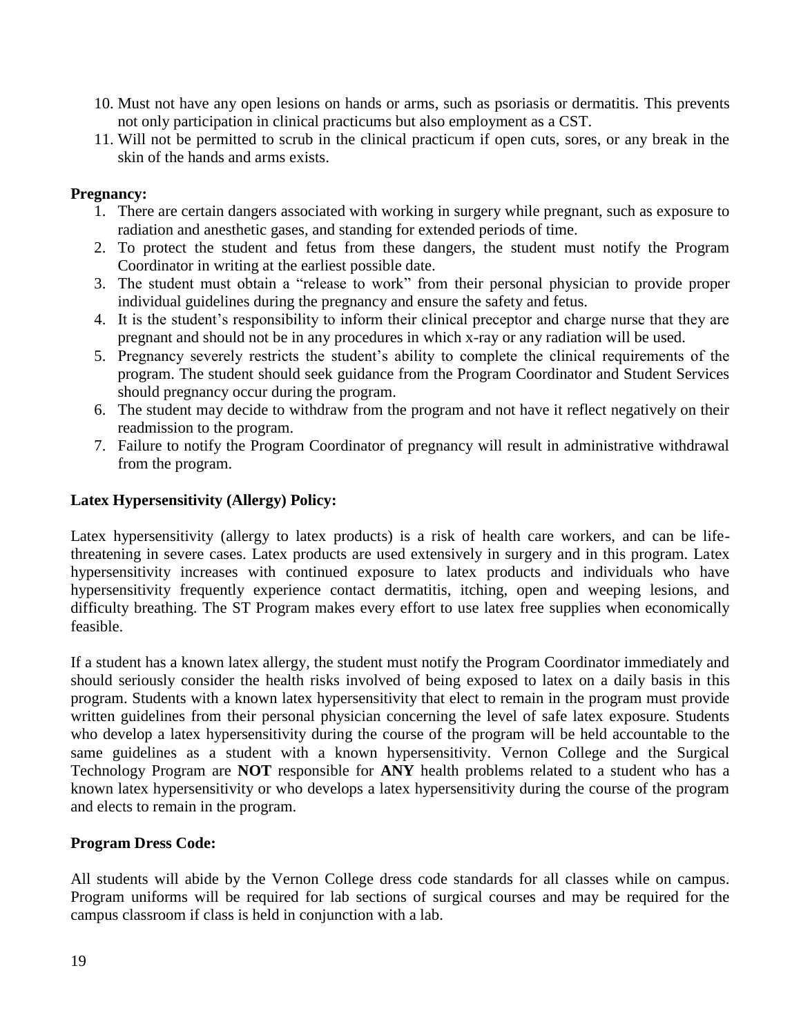10. Must not have any open lesions on hands or arms, such as psoriasis or dermatitis. This prevents not only participation in clinical practicums but also employment as a CST.
11. Will not be permitted to scrub in the clinical practicum if open cuts, sores, or any break in the skin of the hands and arms exists.

**Pregnancy:**

1. There are certain dangers associated with working in surgery while pregnant, such as exposure to radiation and anesthetic gases, and standing for extended periods of time.
2. To protect the student and fetus from these dangers, the student must notify the Program Coordinator in writing at the earliest possible date.
3. The student must obtain a "release to work" from their personal physician to provide proper individual guidelines during the pregnancy and ensure the safety and fetus.
4. It is the student's responsibility to inform their clinical preceptor and charge nurse that they are pregnant and should not be in any procedures in which x-ray or any radiation will be used.
5. Pregnancy severely restricts the student's ability to complete the clinical requirements of the program. The student should seek guidance from the Program Coordinator and Student Services should pregnancy occur during the program.
6. The student may decide to withdraw from the program and not have it reflect negatively on their readmission to the program.
7. Failure to notify the Program Coordinator of pregnancy will result in administrative withdrawal from the program.

**Latex Hypersensitivity (Allergy) Policy:**

Latex hypersensitivity (allergy to latex products) is a risk of health care workers, and can be life-threatening in severe cases. Latex products are used extensively in surgery and in this program. Latex hypersensitivity increases with continued exposure to latex products and individuals who have hypersensitivity frequently experience contact dermatitis, itching, open and weeping lesions, and difficulty breathing. The ST Program makes every effort to use latex free supplies when economically feasible.

If a student has a known latex allergy, the student must notify the Program Coordinator immediately and should seriously consider the health risks involved of being exposed to latex on a daily basis in this program. Students with a known latex hypersensitivity that elect to remain in the program must provide written guidelines from their personal physician concerning the level of safe latex exposure. Students who develop a latex hypersensitivity during the course of the program will be held accountable to the same guidelines as a student with a known hypersensitivity. Vernon College and the Surgical Technology Program are **NOT** responsible for **ANY** health problems related to a student who has a known latex hypersensitivity or who develops a latex hypersensitivity during the course of the program and elects to remain in the program.

**Program Dress Code:**

All students will abide by the Vernon College dress code standards for all classes while on campus. Program uniforms will be required for lab sections of surgical courses and may be required for the campus classroom if class is held in conjunction with a lab.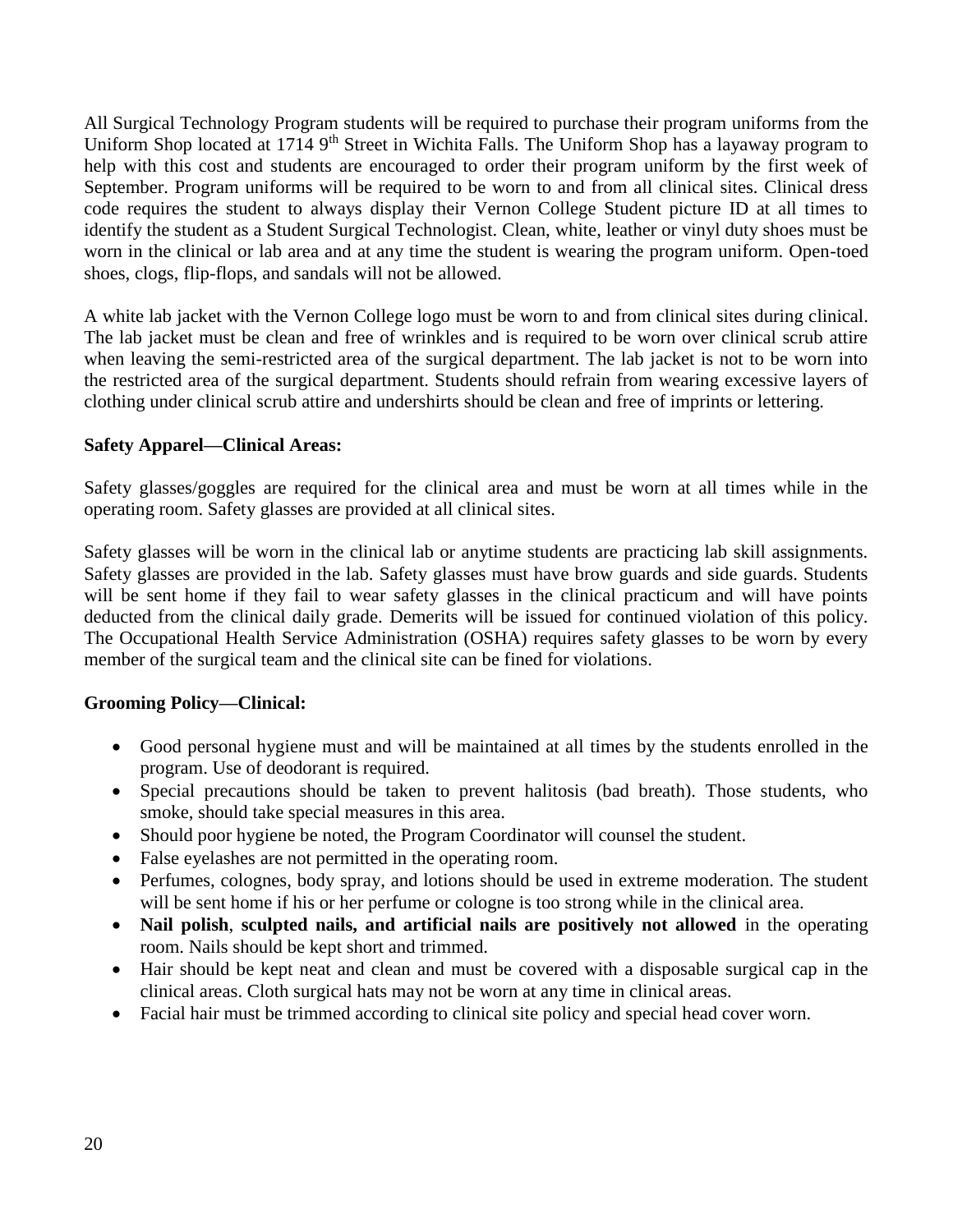All Surgical Technology Program students will be required to purchase their program uniforms from the Uniform Shop located at 1714 9th Street in Wichita Falls. The Uniform Shop has a layaway program to help with this cost and students are encouraged to order their program uniform by the first week of September. Program uniforms will be required to be worn to and from all clinical sites. Clinical dress code requires the student to always display their Vernon College Student picture ID at all times to identify the student as a Student Surgical Technologist. Clean, white, leather or vinyl duty shoes must be worn in the clinical or lab area and at any time the student is wearing the program uniform. Open-toed shoes, clogs, flip-flops, and sandals will not be allowed.

A white lab jacket with the Vernon College logo must be worn to and from clinical sites during clinical. The lab jacket must be clean and free of wrinkles and is required to be worn over clinical scrub attire when leaving the semi-restricted area of the surgical department. The lab jacket is not to be worn into the restricted area of the surgical department. Students should refrain from wearing excessive layers of clothing under clinical scrub attire and undershirts should be clean and free of imprints or lettering.

**Safety Apparel—Clinical Areas:**

Safety glasses/goggles are required for the clinical area and must be worn at all times while in the operating room. Safety glasses are provided at all clinical sites.

Safety glasses will be worn in the clinical lab or anytime students are practicing lab skill assignments. Safety glasses are provided in the lab. Safety glasses must have brow guards and side guards. Students will be sent home if they fail to wear safety glasses in the clinical practicum and will have points deducted from the clinical daily grade. Demerits will be issued for continued violation of this policy. The Occupational Health Service Administration (OSHA) requires safety glasses to be worn by every member of the surgical team and the clinical site can be fined for violations.

**Grooming Policy—Clinical:**

- Good personal hygiene must and will be maintained at all times by the students enrolled in the program. Use of deodorant is required.
- Special precautions should be taken to prevent halitosis (bad breath). Those students, who smoke, should take special measures in this area.
- Should poor hygiene be noted, the Program Coordinator will counsel the student.
- False eyelashes are not permitted in the operating room.
- Perfumes, colognes, body spray, and lotions should be used in extreme moderation. The student will be sent home if his or her perfume or cologne is too strong while in the clinical area.
- **Nail polish**, **sculpted nails, and artificial nails are positively not allowed** in the operating room. Nails should be kept short and trimmed.
- Hair should be kept neat and clean and must be covered with a disposable surgical cap in the clinical areas. Cloth surgical hats may not be worn at any time in clinical areas.
- Facial hair must be trimmed according to clinical site policy and special head cover worn.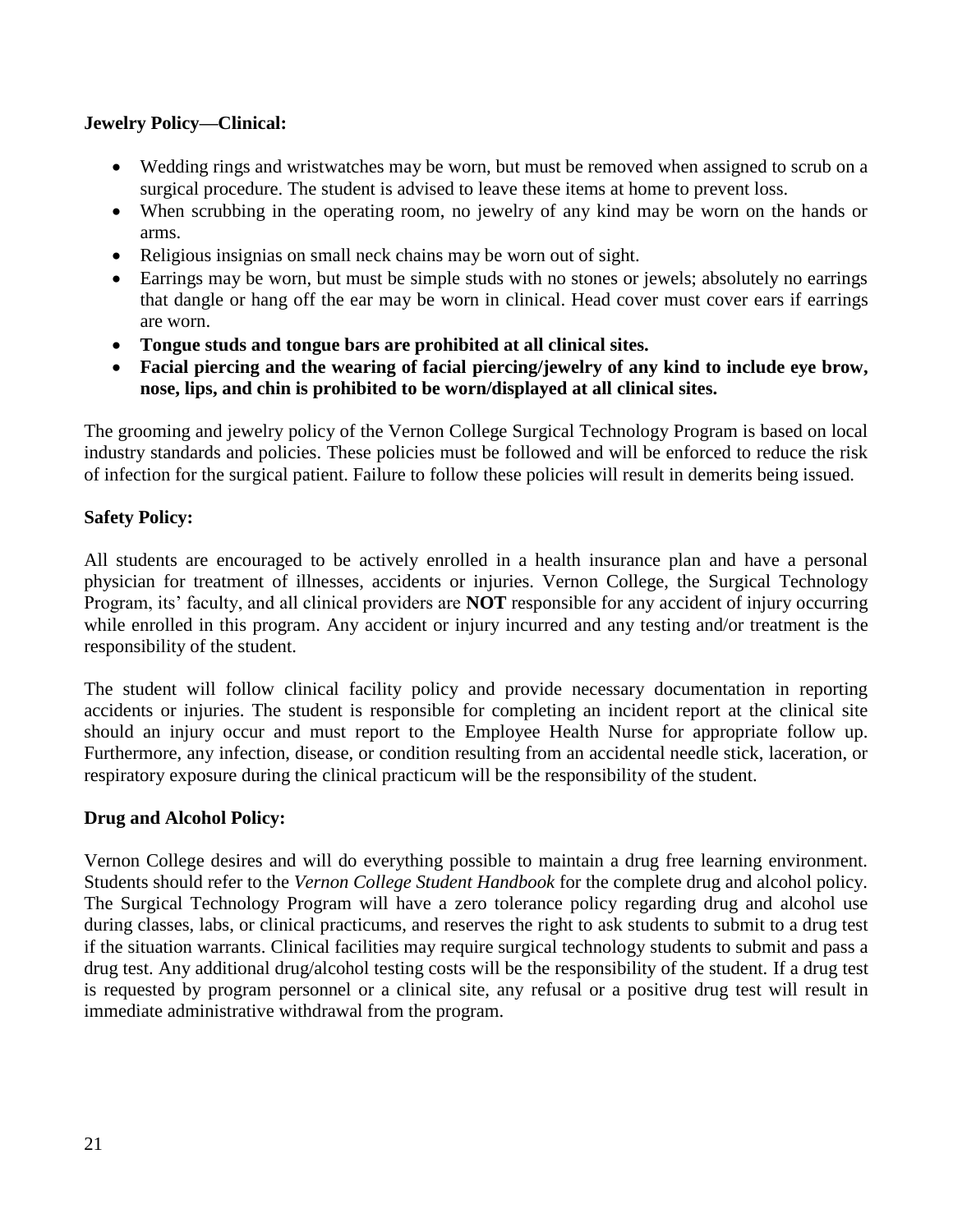**Jewelry Policy—Clinical:**

- Wedding rings and wristwatches may be worn, but must be removed when assigned to scrub on a surgical procedure. The student is advised to leave these items at home to prevent loss.
- When scrubbing in the operating room, no jewelry of any kind may be worn on the hands or arms.
- Religious insignias on small neck chains may be worn out of sight.
- Earrings may be worn, but must be simple studs with no stones or jewels; absolutely no earrings that dangle or hang off the ear may be worn in clinical. Head cover must cover ears if earrings are worn.
- **Tongue studs and tongue bars are prohibited at all clinical sites.**
- **Facial piercing and the wearing of facial piercing/jewelry of any kind to include eye brow, nose, lips, and chin is prohibited to be worn/displayed at all clinical sites.**

The grooming and jewelry policy of the Vernon College Surgical Technology Program is based on local industry standards and policies. These policies must be followed and will be enforced to reduce the risk of infection for the surgical patient. Failure to follow these policies will result in demerits being issued.

**Safety Policy:**

All students are encouraged to be actively enrolled in a health insurance plan and have a personal physician for treatment of illnesses, accidents or injuries. Vernon College, the Surgical Technology Program, its' faculty, and all clinical providers are **NOT** responsible for any accident of injury occurring while enrolled in this program. Any accident or injury incurred and any testing and/or treatment is the responsibility of the student.

The student will follow clinical facility policy and provide necessary documentation in reporting accidents or injuries. The student is responsible for completing an incident report at the clinical site should an injury occur and must report to the Employee Health Nurse for appropriate follow up. Furthermore, any infection, disease, or condition resulting from an accidental needle stick, laceration, or respiratory exposure during the clinical practicum will be the responsibility of the student.

**Drug and Alcohol Policy:**

Vernon College desires and will do everything possible to maintain a drug free learning environment. Students should refer to the *Vernon College Student Handbook* for the complete drug and alcohol policy. The Surgical Technology Program will have a zero tolerance policy regarding drug and alcohol use during classes, labs, or clinical practicums, and reserves the right to ask students to submit to a drug test if the situation warrants. Clinical facilities may require surgical technology students to submit and pass a drug test. Any additional drug/alcohol testing costs will be the responsibility of the student. If a drug test is requested by program personnel or a clinical site, any refusal or a positive drug test will result in immediate administrative withdrawal from the program.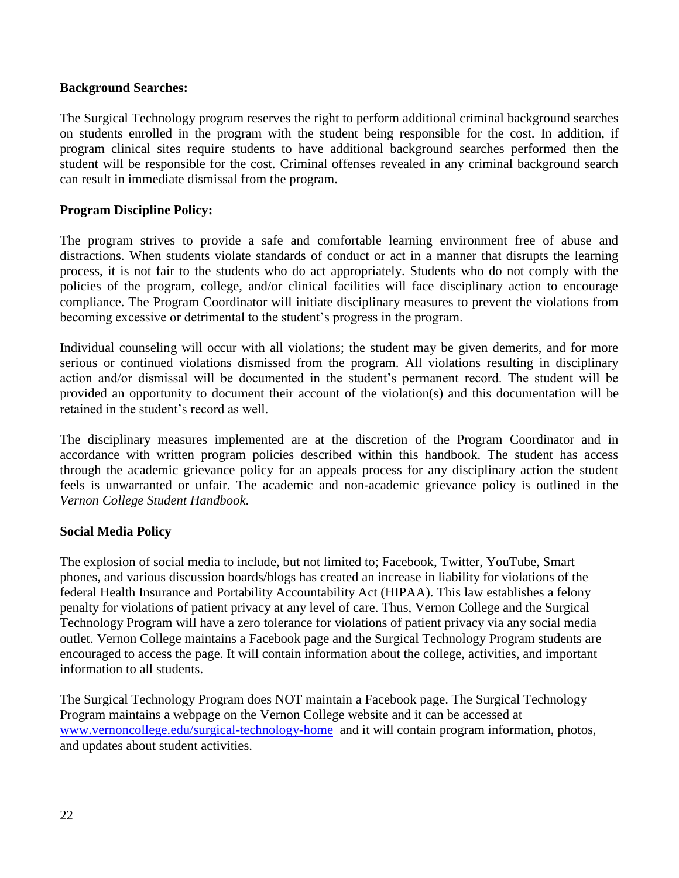**Background Searches:**

The Surgical Technology program reserves the right to perform additional criminal background searches on students enrolled in the program with the student being responsible for the cost. In addition, if program clinical sites require students to have additional background searches performed then the student will be responsible for the cost. Criminal offenses revealed in any criminal background search can result in immediate dismissal from the program.

**Program Discipline Policy:**

The program strives to provide a safe and comfortable learning environment free of abuse and distractions. When students violate standards of conduct or act in a manner that disrupts the learning process, it is not fair to the students who do act appropriately. Students who do not comply with the policies of the program, college, and/or clinical facilities will face disciplinary action to encourage compliance. The Program Coordinator will initiate disciplinary measures to prevent the violations from becoming excessive or detrimental to the student's progress in the program.

Individual counseling will occur with all violations; the student may be given demerits, and for more serious or continued violations dismissed from the program. All violations resulting in disciplinary action and/or dismissal will be documented in the student's permanent record. The student will be provided an opportunity to document their account of the violation(s) and this documentation will be retained in the student's record as well.

The disciplinary measures implemented are at the discretion of the Program Coordinator and in accordance with written program policies described within this handbook. The student has access through the academic grievance policy for an appeals process for any disciplinary action the student feels is unwarranted or unfair. The academic and non-academic grievance policy is outlined in the *Vernon College Student Handbook.*

**Social Media Policy**

The explosion of social media to include, but not limited to; Facebook, Twitter, YouTube, Smart phones, and various discussion boards/blogs has created an increase in liability for violations of the federal Health Insurance and Portability Accountability Act (HIPAA). This law establishes a felony penalty for violations of patient privacy at any level of care. Thus, Vernon College and the Surgical Technology Program will have a zero tolerance for violations of patient privacy via any social media outlet. Vernon College maintains a Facebook page and the Surgical Technology Program students are encouraged to access the page. It will contain information about the college, activities, and important information to all students.

The Surgical Technology Program does NOT maintain a Facebook page. The Surgical Technology Program maintains a webpage on the Vernon College website and it can be accessed at [www.vernoncollege.edu/surgical-technology-home](www.vernoncollege.edu/surgical-technology-home) and it will contain program information, photos, and updates about student activities.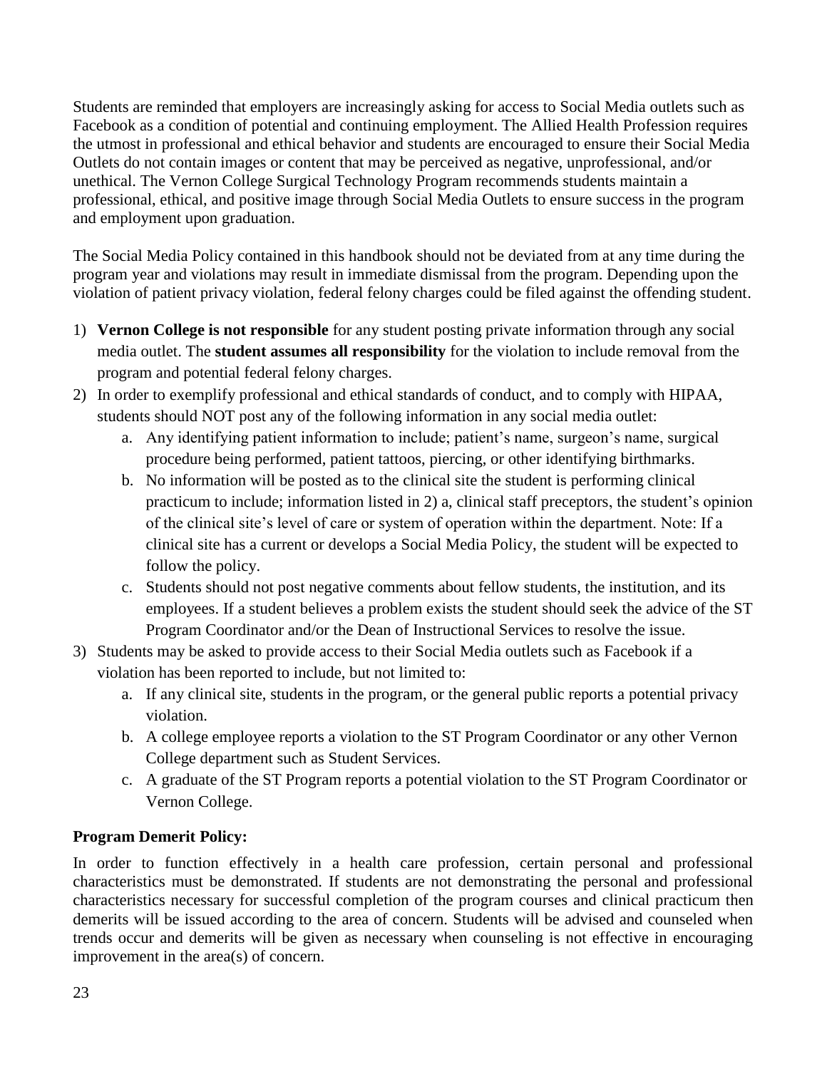Students are reminded that employers are increasingly asking for access to Social Media outlets such as Facebook as a condition of potential and continuing employment. The Allied Health Profession requires the utmost in professional and ethical behavior and students are encouraged to ensure their Social Media Outlets do not contain images or content that may be perceived as negative, unprofessional, and/or unethical. The Vernon College Surgical Technology Program recommends students maintain a professional, ethical, and positive image through Social Media Outlets to ensure success in the program and employment upon graduation.

The Social Media Policy contained in this handbook should not be deviated from at any time during the program year and violations may result in immediate dismissal from the program. Depending upon the violation of patient privacy violation, federal felony charges could be filed against the offending student.

1) **Vernon College is not responsible** for any student posting private information through any social media outlet. The **student assumes all responsibility** for the violation to include removal from the program and potential federal felony charges.
2) In order to exemplify professional and ethical standards of conduct, and to comply with HIPAA, students should NOT post any of the following information in any social media outlet:
   a. Any identifying patient information to include; patient's name, surgeon's name, surgical procedure being performed, patient tattoos, piercing, or other identifying birthmarks.
   b. No information will be posted as to the clinical site the student is performing clinical practicum to include; information listed in 2) a, clinical staff preceptors, the student's opinion of the clinical site's level of care or system of operation within the department. Note: If a clinical site has a current or develops a Social Media Policy, the student will be expected to follow the policy.
   c. Students should not post negative comments about fellow students, the institution, and its employees. If a student believes a problem exists the student should seek the advice of the ST Program Coordinator and/or the Dean of Instructional Services to resolve the issue.
3) Students may be asked to provide access to their Social Media outlets such as Facebook if a violation has been reported to include, but not limited to:
   a. If any clinical site, students in the program, or the general public reports a potential privacy violation.
   b. A college employee reports a violation to the ST Program Coordinator or any other Vernon College department such as Student Services.
   c. A graduate of the ST Program reports a potential violation to the ST Program Coordinator or Vernon College.

**Program Demerit Policy:**

In order to function effectively in a health care profession, certain personal and professional characteristics must be demonstrated. If students are not demonstrating the personal and professional characteristics necessary for successful completion of the program courses and clinical practicum then demerits will be issued according to the area of concern. Students will be advised and counseled when trends occur and demerits will be given as necessary when counseling is not effective in encouraging improvement in the area(s) of concern.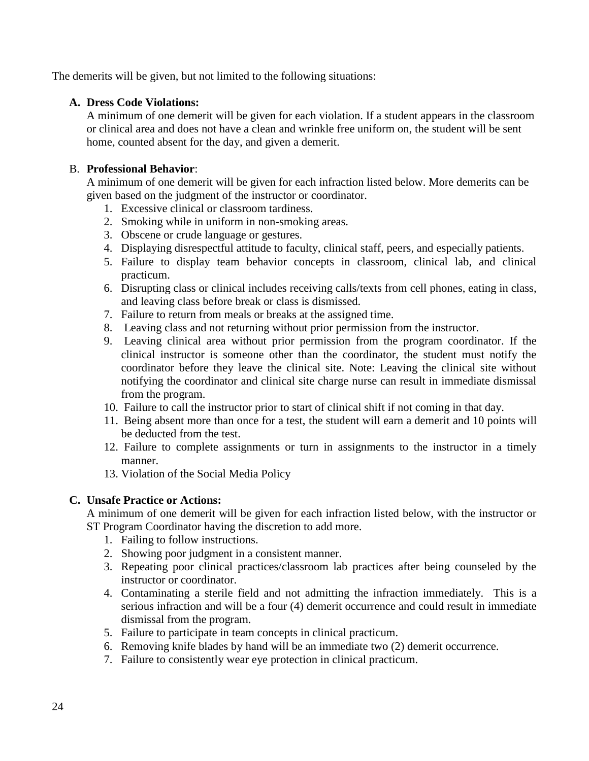The demerits will be given, but not limited to the following situations:

**A. Dress Code Violations:**

A minimum of one demerit will be given for each violation. If a student appears in the classroom or clinical area and does not have a clean and wrinkle free uniform on, the student will be sent home, counted absent for the day, and given a demerit.

B. **Professional Behavior**:

A minimum of one demerit will be given for each infraction listed below. More demerits can be given based on the judgment of the instructor or coordinator.

1. Excessive clinical or classroom tardiness.
2. Smoking while in uniform in non-smoking areas.
3. Obscene or crude language or gestures.
4. Displaying disrespectful attitude to faculty, clinical staff, peers, and especially patients.
5. Failure to display team behavior concepts in classroom, clinical lab, and clinical practicum.
6. Disrupting class or clinical includes receiving calls/texts from cell phones, eating in class, and leaving class before break or class is dismissed.
7. Failure to return from meals or breaks at the assigned time.
8. Leaving class and not returning without prior permission from the instructor.
9. Leaving clinical area without prior permission from the program coordinator. If the clinical instructor is someone other than the coordinator, the student must notify the coordinator before they leave the clinical site. Note: Leaving the clinical site without notifying the coordinator and clinical site charge nurse can result in immediate dismissal from the program.
10. Failure to call the instructor prior to start of clinical shift if not coming in that day.
11. Being absent more than once for a test, the student will earn a demerit and 10 points will be deducted from the test.
12. Failure to complete assignments or turn in assignments to the instructor in a timely manner.
13. Violation of the Social Media Policy

**C. Unsafe Practice or Actions:**

A minimum of one demerit will be given for each infraction listed below, with the instructor or ST Program Coordinator having the discretion to add more.

1. Failing to follow instructions.
2. Showing poor judgment in a consistent manner.
3. Repeating poor clinical practices/classroom lab practices after being counseled by the instructor or coordinator.
4. Contaminating a sterile field and not admitting the infraction immediately. This is a serious infraction and will be a four (4) demerit occurrence and could result in immediate dismissal from the program.
5. Failure to participate in team concepts in clinical practicum.
6. Removing knife blades by hand will be an immediate two (2) demerit occurrence.
7. Failure to consistently wear eye protection in clinical practicum.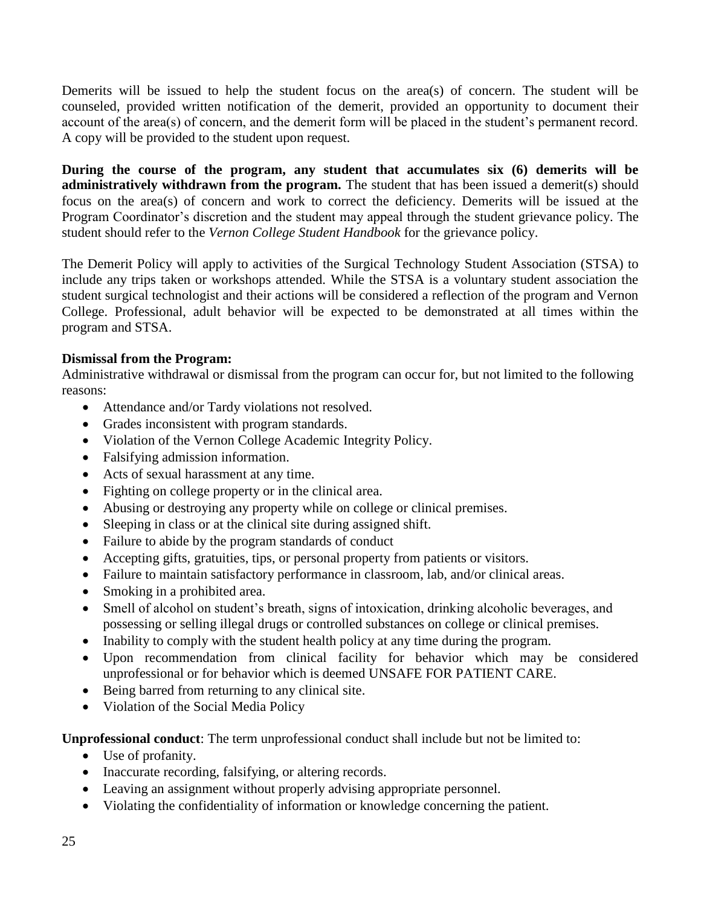Demerits will be issued to help the student focus on the area(s) of concern. The student will be counseled, provided written notification of the demerit, provided an opportunity to document their account of the area(s) of concern, and the demerit form will be placed in the student's permanent record. A copy will be provided to the student upon request.

**During the course of the program, any student that accumulates six (6) demerits will be administratively withdrawn from the program.** The student that has been issued a demerit(s) should focus on the area(s) of concern and work to correct the deficiency. Demerits will be issued at the Program Coordinator's discretion and the student may appeal through the student grievance policy. The student should refer to the *Vernon College Student Handbook* for the grievance policy.

The Demerit Policy will apply to activities of the Surgical Technology Student Association (STSA) to include any trips taken or workshops attended. While the STSA is a voluntary student association the student surgical technologist and their actions will be considered a reflection of the program and Vernon College. Professional, adult behavior will be expected to be demonstrated at all times within the program and STSA.

**Dismissal from the Program:**

Administrative withdrawal or dismissal from the program can occur for, but not limited to the following reasons:

- Attendance and/or Tardy violations not resolved.
- Grades inconsistent with program standards.
- Violation of the Vernon College Academic Integrity Policy.
- Falsifying admission information.
- Acts of sexual harassment at any time.
- Fighting on college property or in the clinical area.
- Abusing or destroying any property while on college or clinical premises.
- Sleeping in class or at the clinical site during assigned shift.
- Failure to abide by the program standards of conduct
- Accepting gifts, gratuities, tips, or personal property from patients or visitors.
- Failure to maintain satisfactory performance in classroom, lab, and/or clinical areas.
- Smoking in a prohibited area.
- Smell of alcohol on student's breath, signs of intoxication, drinking alcoholic beverages, and possessing or selling illegal drugs or controlled substances on college or clinical premises.
- Inability to comply with the student health policy at any time during the program.
- Upon recommendation from clinical facility for behavior which may be considered unprofessional or for behavior which is deemed UNSAFE FOR PATIENT CARE.
- Being barred from returning to any clinical site.
- Violation of the Social Media Policy

**Unprofessional conduct**: The term unprofessional conduct shall include but not be limited to:

- Use of profanity.
- Inaccurate recording, falsifying, or altering records.
- Leaving an assignment without properly advising appropriate personnel.
- Violating the confidentiality of information or knowledge concerning the patient.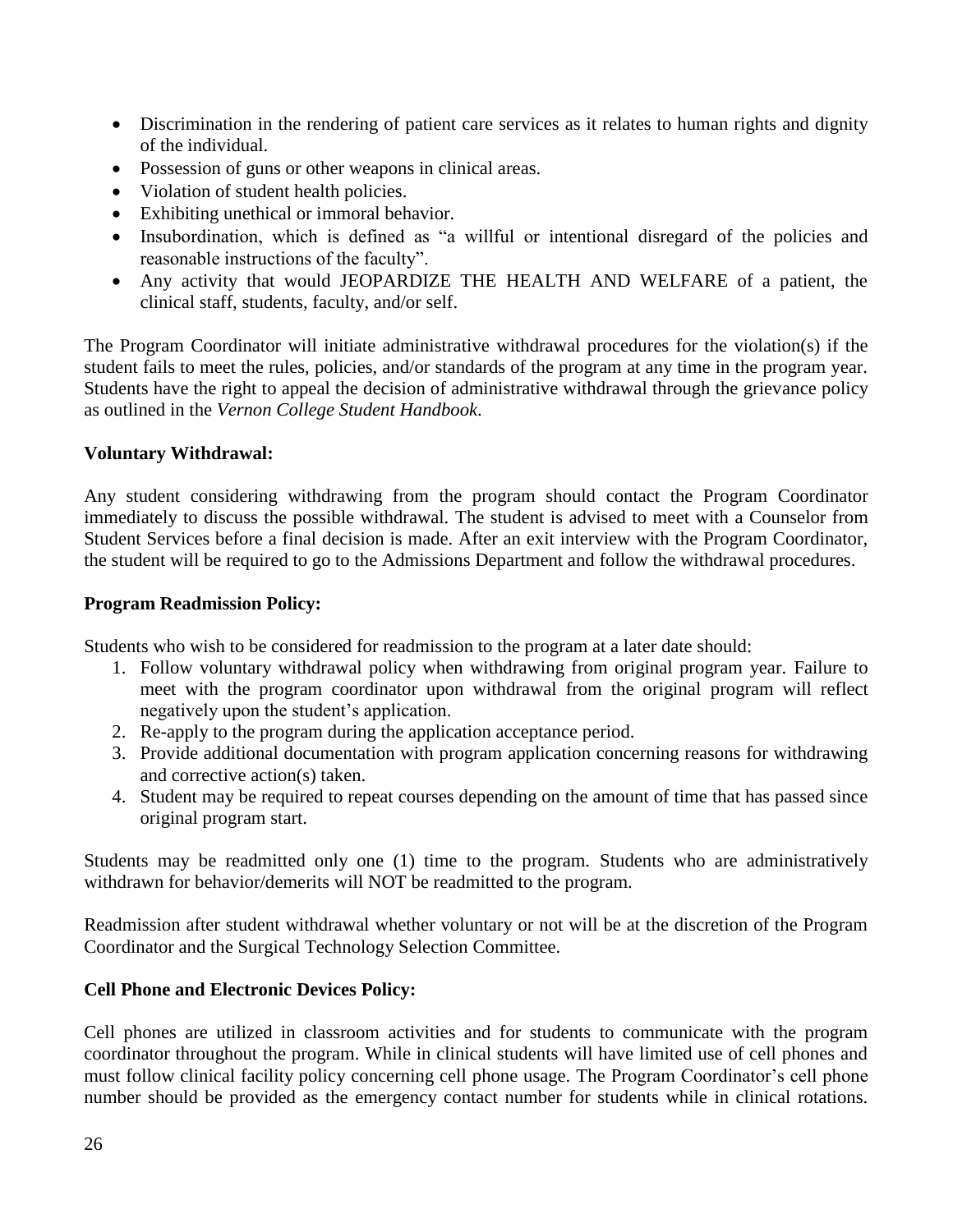- Discrimination in the rendering of patient care services as it relates to human rights and dignity of the individual.
- Possession of guns or other weapons in clinical areas.
- Violation of student health policies.
- Exhibiting unethical or immoral behavior.
- Insubordination, which is defined as "a willful or intentional disregard of the policies and reasonable instructions of the faculty".
- Any activity that would JEOPARDIZE THE HEALTH AND WELFARE of a patient, the clinical staff, students, faculty, and/or self.

The Program Coordinator will initiate administrative withdrawal procedures for the violation(s) if the student fails to meet the rules, policies, and/or standards of the program at any time in the program year. Students have the right to appeal the decision of administrative withdrawal through the grievance policy as outlined in the *Vernon College Student Handbook*.

**Voluntary Withdrawal:**

Any student considering withdrawing from the program should contact the Program Coordinator immediately to discuss the possible withdrawal. The student is advised to meet with a Counselor from Student Services before a final decision is made. After an exit interview with the Program Coordinator, the student will be required to go to the Admissions Department and follow the withdrawal procedures.

**Program Readmission Policy:**

Students who wish to be considered for readmission to the program at a later date should:

1. Follow voluntary withdrawal policy when withdrawing from original program year. Failure to meet with the program coordinator upon withdrawal from the original program will reflect negatively upon the student's application.
2. Re-apply to the program during the application acceptance period.
3. Provide additional documentation with program application concerning reasons for withdrawing and corrective action(s) taken.
4. Student may be required to repeat courses depending on the amount of time that has passed since original program start.

Students may be readmitted only one (1) time to the program. Students who are administratively withdrawn for behavior/demerits will NOT be readmitted to the program.

Readmission after student withdrawal whether voluntary or not will be at the discretion of the Program Coordinator and the Surgical Technology Selection Committee.

**Cell Phone and Electronic Devices Policy:**

Cell phones are utilized in classroom activities and for students to communicate with the program coordinator throughout the program. While in clinical students will have limited use of cell phones and must follow clinical facility policy concerning cell phone usage. The Program Coordinator's cell phone number should be provided as the emergency contact number for students while in clinical rotations.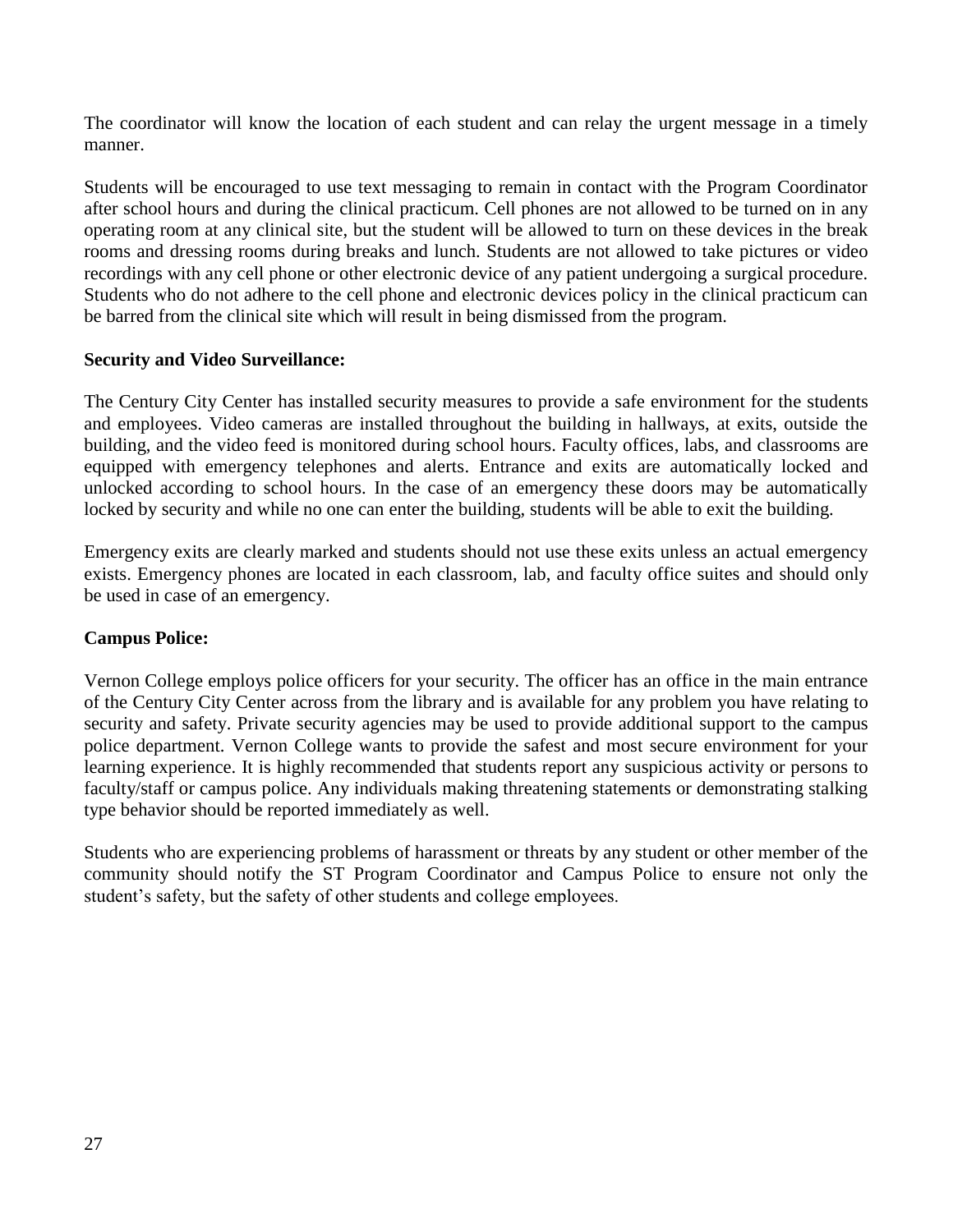The coordinator will know the location of each student and can relay the urgent message in a timely manner.

Students will be encouraged to use text messaging to remain in contact with the Program Coordinator after school hours and during the clinical practicum. Cell phones are not allowed to be turned on in any operating room at any clinical site, but the student will be allowed to turn on these devices in the break rooms and dressing rooms during breaks and lunch. Students are not allowed to take pictures or video recordings with any cell phone or other electronic device of any patient undergoing a surgical procedure. Students who do not adhere to the cell phone and electronic devices policy in the clinical practicum can be barred from the clinical site which will result in being dismissed from the program.

**Security and Video Surveillance:**

The Century City Center has installed security measures to provide a safe environment for the students and employees. Video cameras are installed throughout the building in hallways, at exits, outside the building, and the video feed is monitored during school hours. Faculty offices, labs, and classrooms are equipped with emergency telephones and alerts. Entrance and exits are automatically locked and unlocked according to school hours. In the case of an emergency these doors may be automatically locked by security and while no one can enter the building, students will be able to exit the building.

Emergency exits are clearly marked and students should not use these exits unless an actual emergency exists. Emergency phones are located in each classroom, lab, and faculty office suites and should only be used in case of an emergency.

**Campus Police:**

Vernon College employs police officers for your security. The officer has an office in the main entrance of the Century City Center across from the library and is available for any problem you have relating to security and safety. Private security agencies may be used to provide additional support to the campus police department. Vernon College wants to provide the safest and most secure environment for your learning experience. It is highly recommended that students report any suspicious activity or persons to faculty/staff or campus police. Any individuals making threatening statements or demonstrating stalking type behavior should be reported immediately as well.

Students who are experiencing problems of harassment or threats by any student or other member of the community should notify the ST Program Coordinator and Campus Police to ensure not only the student's safety, but the safety of other students and college employees.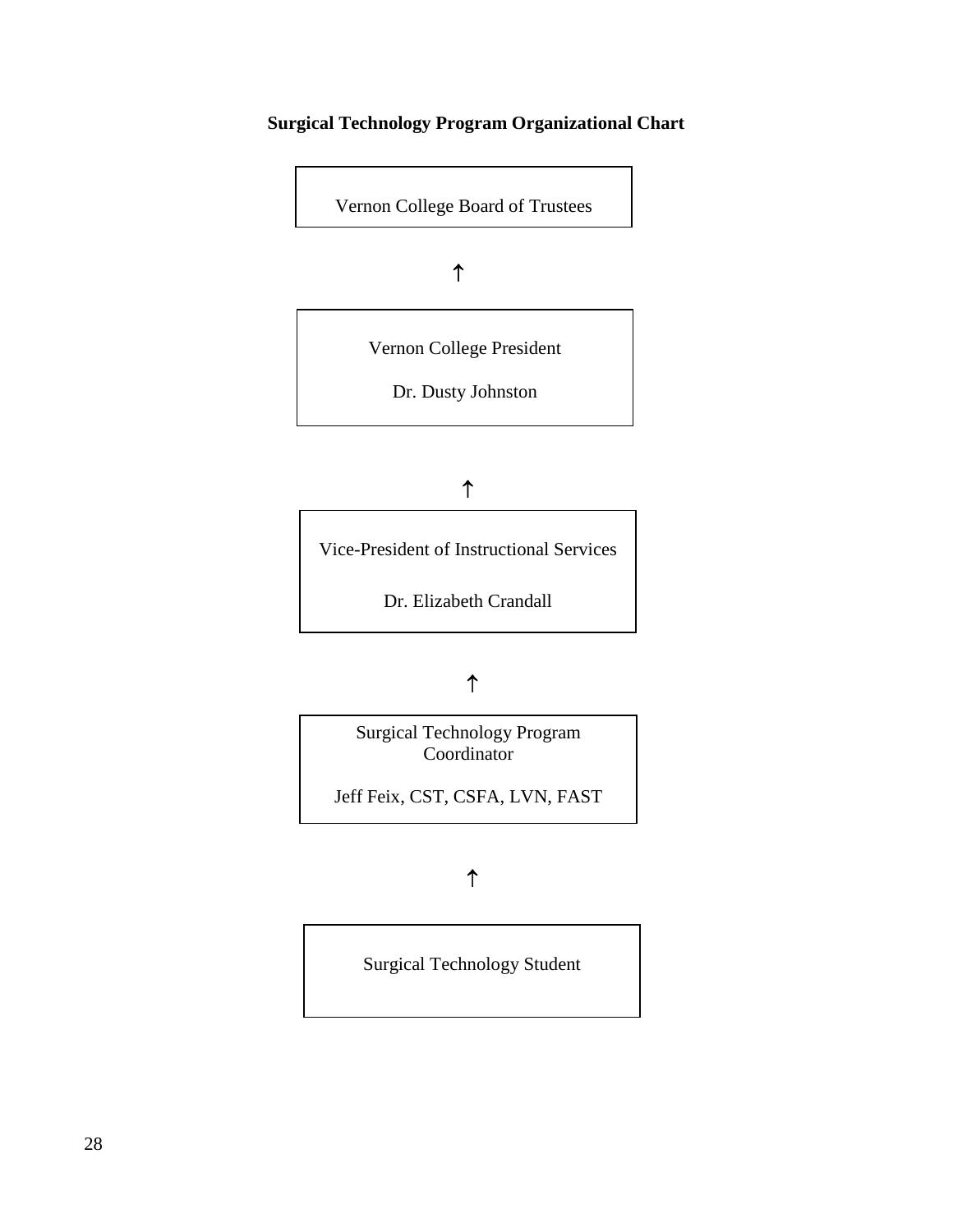**Surgical Technology Program Organizational Chart**

Vernon College Board of Trustees

↑

Vernon College President

Dr. Dusty Johnston

↑

Vice-President of Instructional Services

Dr. Elizabeth Crandall

↑

Surgical Technology Program Coordinator

Jeff Feix, CST, CSFA, LVN, FAST

↑

Surgical Technology Student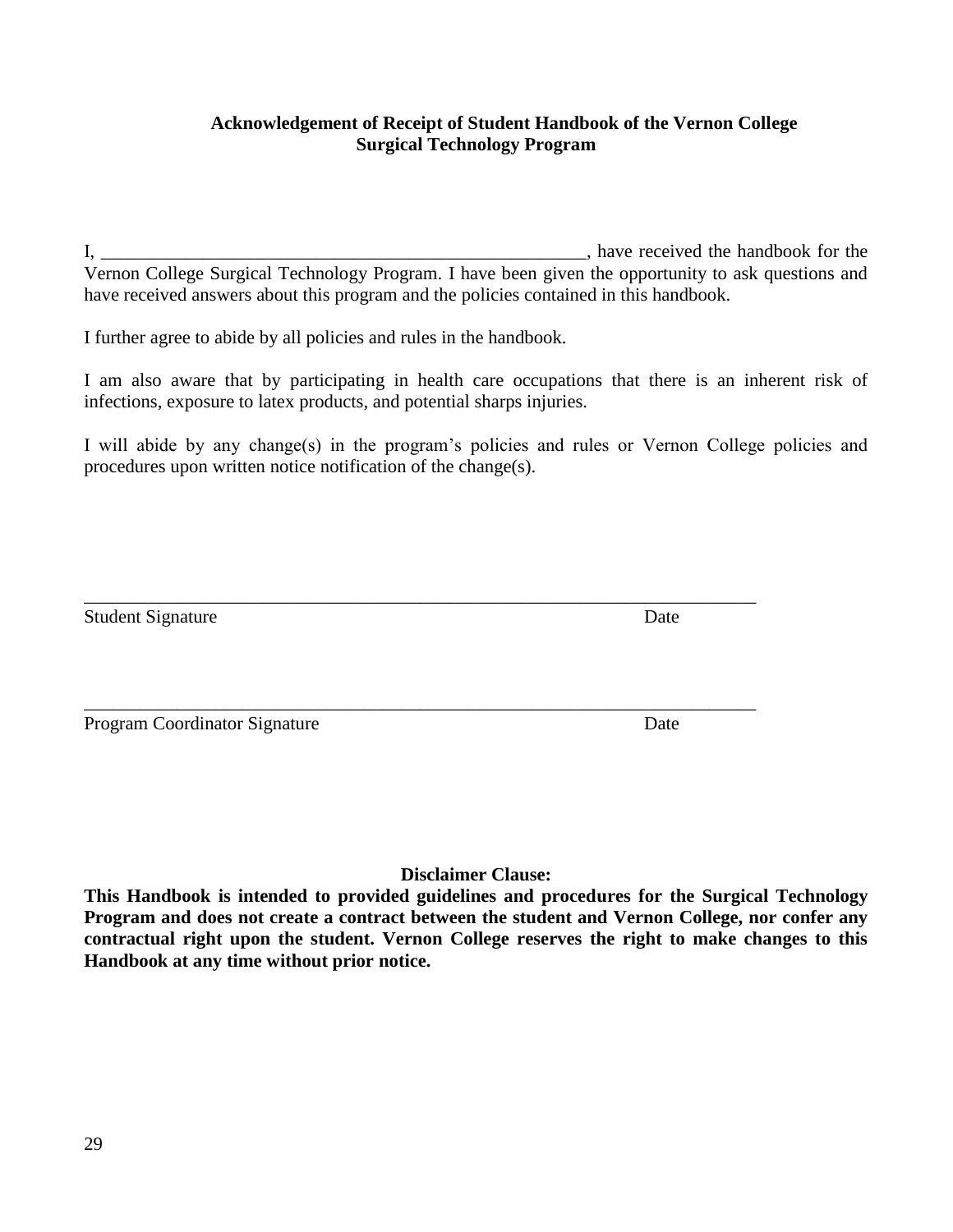**Acknowledgement of Receipt of Student Handbook of the Vernon College Surgical Technology Program**

I, ______________________________________________________, have received the handbook for the Vernon College Surgical Technology Program. I have been given the opportunity to ask questions and have received answers about this program and the policies contained in this handbook.

I further agree to abide by all policies and rules in the handbook.

I am also aware that by participating in health care occupations that there is an inherent risk of infections, exposure to latex products, and potential sharps injuries.

I will abide by any change(s) in the program's policies and rules or Vernon College policies and procedures upon written notice notification of the change(s).

___________________________________________________________________________

Student Signature Date

___________________________________________________________________________

Program Coordinator Signature Date

**Disclaimer Clause:**

**This Handbook is intended to provided guidelines and procedures for the Surgical Technology Program and does not create a contract between the student and Vernon College, nor confer any contractual right upon the student. Vernon College reserves the right to make changes to this Handbook at any time without prior notice.**